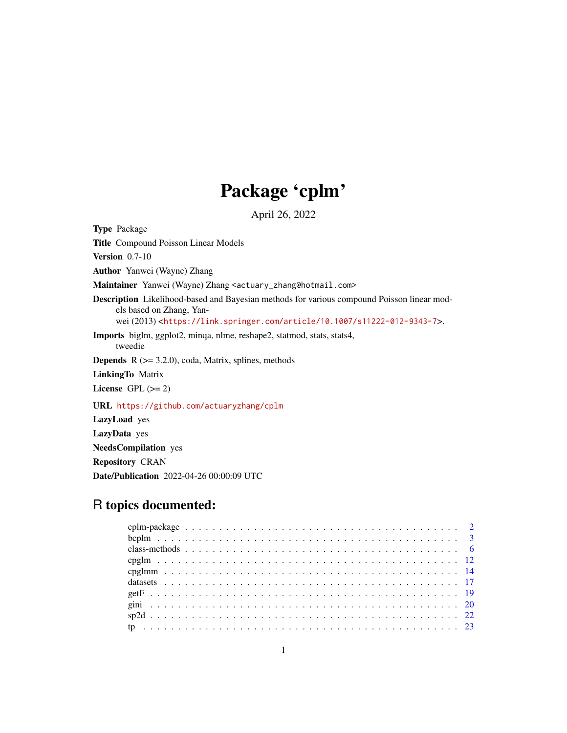# Package 'cplm'

April 26, 2022

**Type** Package

**Title** Compound Poisson Linear Models

**Version** 0.7-10

**Author** Yanwei (Wayne) Zhang

**Maintainer** Yanwei (Wayne) Zhang <actuary_zhang@hotmail.com>

**Description** Likelihood-based and Bayesian methods for various compound Poisson linear models based on Zhang, Yanwei (2013) <https://link.springer.com/article/10.1007/s11222-012-9343-7>.

**Imports** biglm, ggplot2, minqa, nlme, reshape2, statmod, stats, stats4, tweedie

**Depends** R (>= 3.2.0), coda, Matrix, splines, methods

**LinkingTo** Matrix

**License** GPL (>= 2)

**URL** https://github.com/actuaryzhang/cplm

**LazyLoad** yes

**LazyData** yes

**NeedsCompilation** yes

**Repository** CRAN

**Date/Publication** 2022-04-26 00:00:09 UTC

## R topics documented:

| | |
|---|---|
| cplm-package | 2 |
| bcplm | 3 |
| class-methods | 6 |
| cpglm | 12 |
| cpglmm | 14 |
| datasets | 17 |
| getF | 19 |
| gini | 20 |
| sp2d | 22 |
| tp | 23 |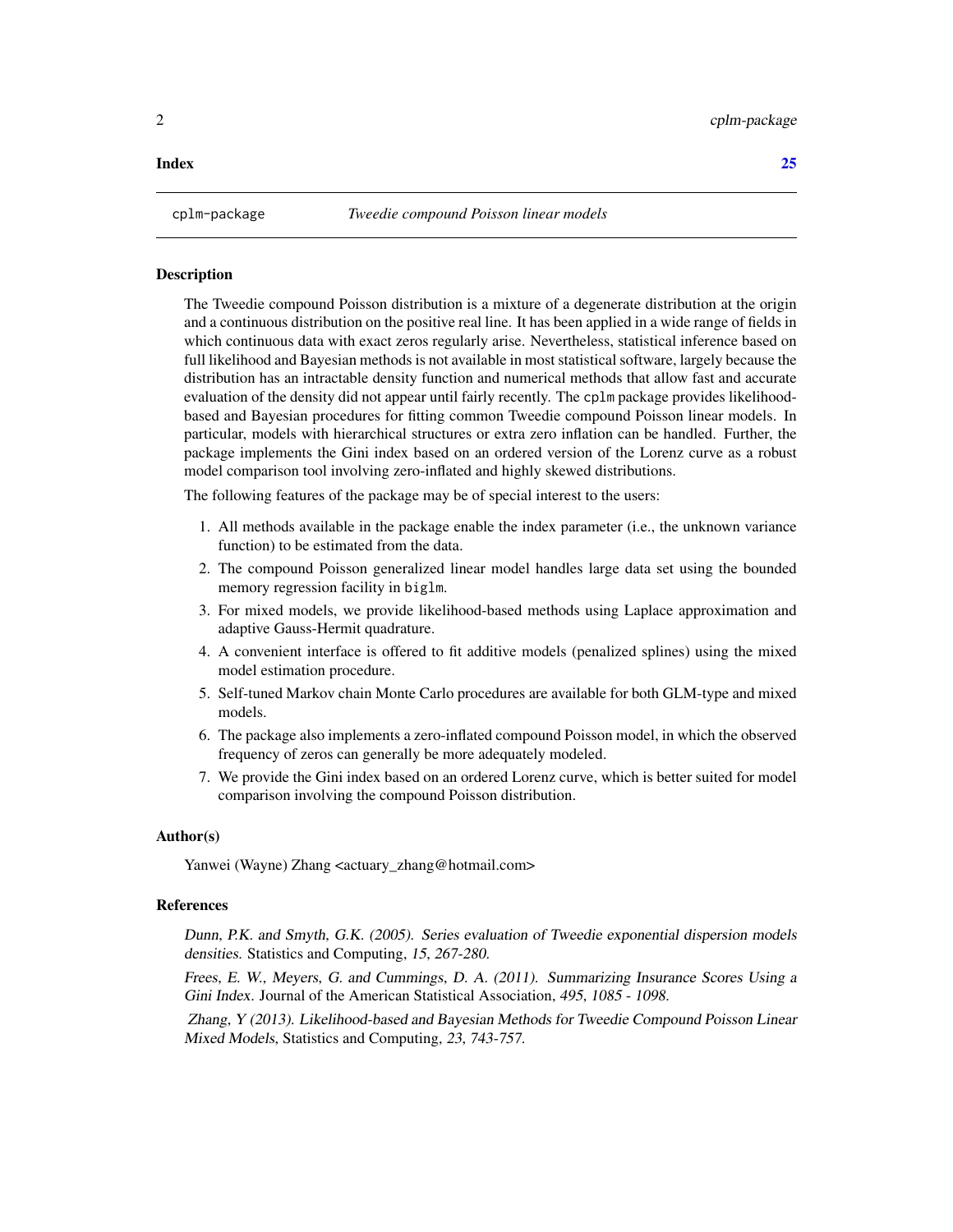**Index** 25

# cplm-package — *Tweedie compound Poisson linear models*

## Description

The Tweedie compound Poisson distribution is a mixture of a degenerate distribution at the origin and a continuous distribution on the positive real line. It has been applied in a wide range of fields in which continuous data with exact zeros regularly arise. Nevertheless, statistical inference based on full likelihood and Bayesian methods is not available in most statistical software, largely because the distribution has an intractable density function and numerical methods that allow fast and accurate evaluation of the density did not appear until fairly recently. The `cplm` package provides likelihood-based and Bayesian procedures for fitting common Tweedie compound Poisson linear models. In particular, models with hierarchical structures or extra zero inflation can be handled. Further, the package implements the Gini index based on an ordered version of the Lorenz curve as a robust model comparison tool involving zero-inflated and highly skewed distributions.

The following features of the package may be of special interest to the users:

1. All methods available in the package enable the index parameter (i.e., the unknown variance function) to be estimated from the data.
2. The compound Poisson generalized linear model handles large data set using the bounded memory regression facility in `biglm`.
3. For mixed models, we provide likelihood-based methods using Laplace approximation and adaptive Gauss-Hermit quadrature.
4. A convenient interface is offered to fit additive models (penalized splines) using the mixed model estimation procedure.
5. Self-tuned Markov chain Monte Carlo procedures are available for both GLM-type and mixed models.
6. The package also implements a zero-inflated compound Poisson model, in which the observed frequency of zeros can generally be more adequately modeled.
7. We provide the Gini index based on an ordered Lorenz curve, which is better suited for model comparison involving the compound Poisson distribution.

## Author(s)

Yanwei (Wayne) Zhang <actuary_zhang@hotmail.com>

## References

*Dunn, P.K. and Smyth, G.K. (2005). Series evaluation of Tweedie exponential dispersion models densities.* Statistics and Computing, *15, 267-280.*

*Frees, E. W., Meyers, G. and Cummings, D. A. (2011). Summarizing Insurance Scores Using a Gini Index.* Journal of the American Statistical Association, *495, 1085 - 1098.*

*Zhang, Y (2013). Likelihood-based and Bayesian Methods for Tweedie Compound Poisson Linear Mixed Models,* Statistics and Computing, *23, 743-757.*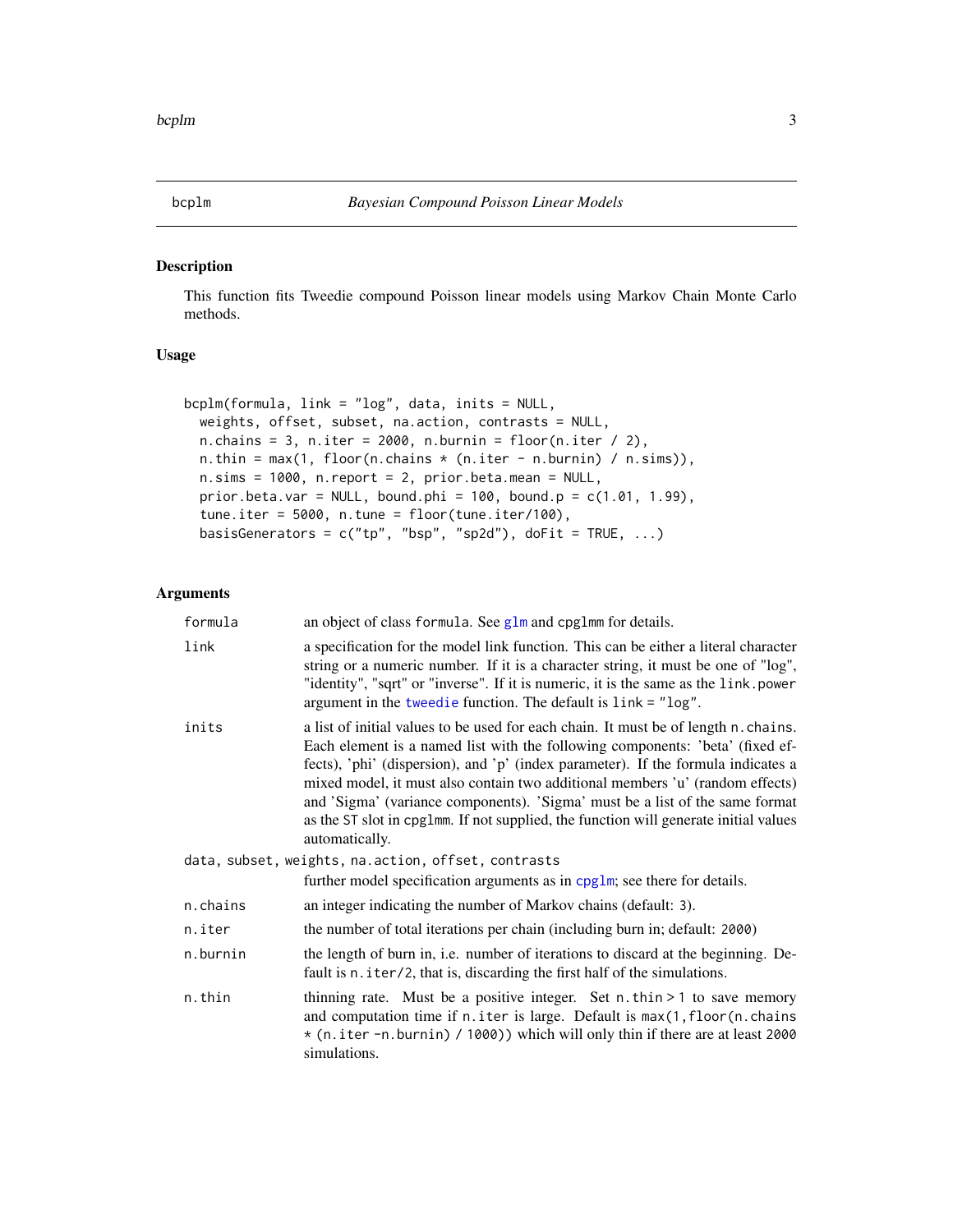## bcplm — *Bayesian Compound Poisson Linear Models*

### Description

This function fits Tweedie compound Poisson linear models using Markov Chain Monte Carlo methods.

### Usage

```
bcplm(formula, link = "log", data, inits = NULL,
  weights, offset, subset, na.action, contrasts = NULL,
  n.chains = 3, n.iter = 2000, n.burnin = floor(n.iter / 2),
  n.thin = max(1, floor(n.chains * (n.iter - n.burnin) / n.sims)),
  n.sims = 1000, n.report = 2, prior.beta.mean = NULL,
  prior.beta.var = NULL, bound.phi = 100, bound.p = c(1.01, 1.99),
  tune.iter = 5000, n.tune = floor(tune.iter/100),
  basisGenerators = c("tp", "bsp", "sp2d"), doFit = TRUE, ...)
```

### Arguments

| | |
|---|---|
| `formula` | an object of class `formula`. See `glm` and `cpglmm` for details. |
| `link` | a specification for the model link function. This can be either a literal character string or a numeric number. If it is a character string, it must be one of "log", "identity", "sqrt" or "inverse". If it is numeric, it is the same as the `link.power` argument in the `tweedie` function. The default is `link = "log"`. |
| `inits` | a list of initial values to be used for each chain. It must be of length `n.chains`. Each element is a named list with the following components: 'beta' (fixed effects), 'phi' (dispersion), and 'p' (index parameter). If the formula indicates a mixed model, it must also contain two additional members 'u' (random effects) and 'Sigma' (variance components). 'Sigma' must be a list of the same format as the `ST` slot in `cpglmm`. If not supplied, the function will generate initial values automatically. |
| `data, subset, weights, na.action, offset, contrasts` | further model specification arguments as in `cpglm`; see there for details. |
| `n.chains` | an integer indicating the number of Markov chains (default: `3`). |
| `n.iter` | the number of total iterations per chain (including burn in; default: `2000`) |
| `n.burnin` | the length of burn in, i.e. number of iterations to discard at the beginning. Default is `n.iter/2`, that is, discarding the first half of the simulations. |
| `n.thin` | thinning rate. Must be a positive integer. Set `n.thin > 1` to save memory and computation time if `n.iter` is large. Default is `max(1,floor(n.chains * (n.iter -n.burnin) / 1000))` which will only thin if there are at least `2000` simulations. |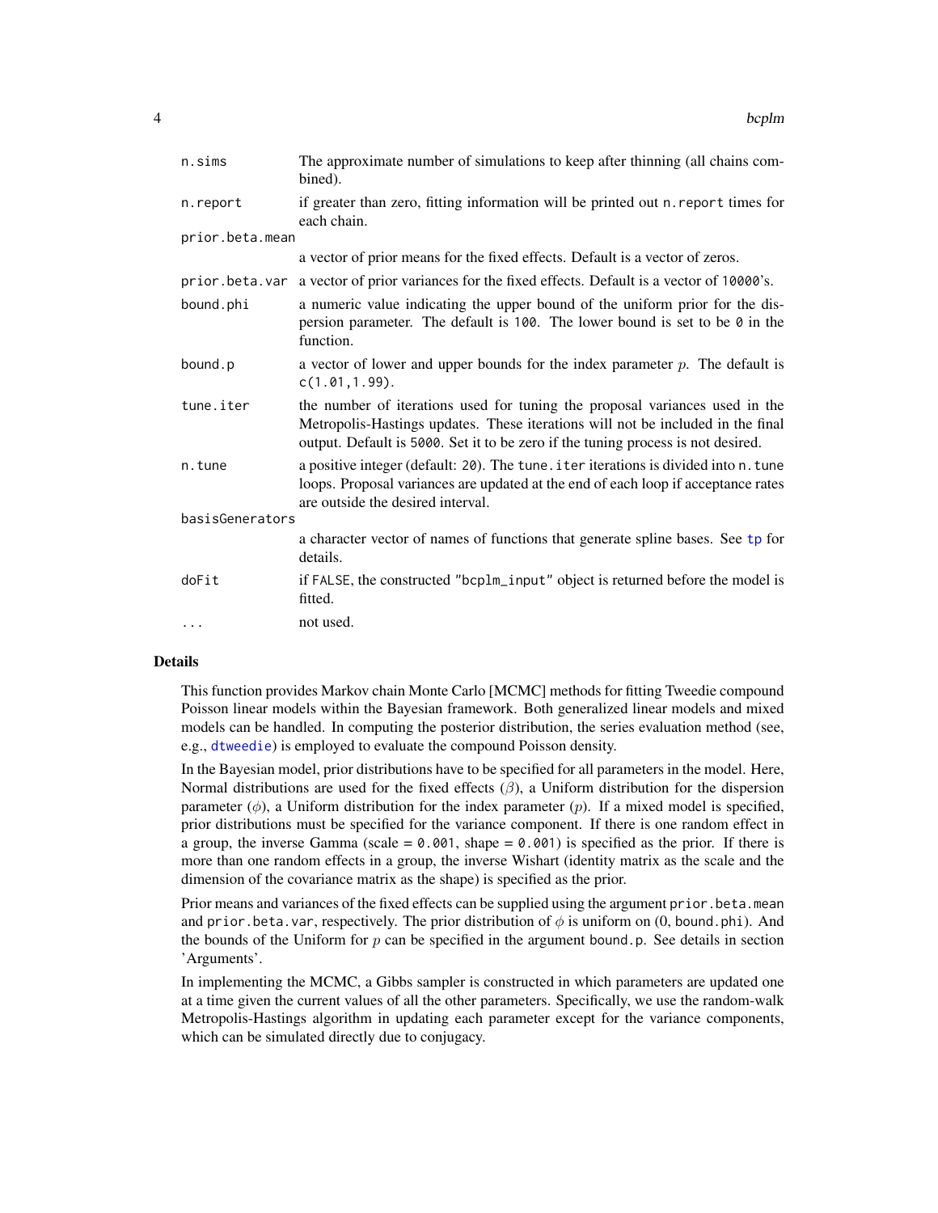| | |
|---|---|
| `n.sims` | The approximate number of simulations to keep after thinning (all chains combined). |
| `n.report` | if greater than zero, fitting information will be printed out `n.report` times for each chain. |
| `prior.beta.mean` | a vector of prior means for the fixed effects. Default is a vector of zeros. |
| `prior.beta.var` | a vector of prior variances for the fixed effects. Default is a vector of `10000`'s. |
| `bound.phi` | a numeric value indicating the upper bound of the uniform prior for the dispersion parameter. The default is `100`. The lower bound is set to be `0` in the function. |
| `bound.p` | a vector of lower and upper bounds for the index parameter $p$. The default is `c(1.01,1.99)`. |
| `tune.iter` | the number of iterations used for tuning the proposal variances used in the Metropolis-Hastings updates. These iterations will not be included in the final output. Default is `5000`. Set it to be zero if the tuning process is not desired. |
| `n.tune` | a positive integer (default: `20`). The `tune.iter` iterations is divided into `n.tune` loops. Proposal variances are updated at the end of each loop if acceptance rates are outside the desired interval. |
| `basisGenerators` | a character vector of names of functions that generate spline bases. See `tp` for details. |
| `doFit` | if `FALSE`, the constructed `"bcplm_input"` object is returned before the model is fitted. |
| `...` | not used. |

## Details

This function provides Markov chain Monte Carlo [MCMC] methods for fitting Tweedie compound Poisson linear models within the Bayesian framework. Both generalized linear models and mixed models can be handled. In computing the posterior distribution, the series evaluation method (see, e.g., `dtweedie`) is employed to evaluate the compound Poisson density.

In the Bayesian model, prior distributions have to be specified for all parameters in the model. Here, Normal distributions are used for the fixed effects ($\beta$), a Uniform distribution for the dispersion parameter ($\phi$), a Uniform distribution for the index parameter ($p$). If a mixed model is specified, prior distributions must be specified for the variance component. If there is one random effect in a group, the inverse Gamma (scale = `0.001`, shape = `0.001`) is specified as the prior. If there is more than one random effects in a group, the inverse Wishart (identity matrix as the scale and the dimension of the covariance matrix as the shape) is specified as the prior.

Prior means and variances of the fixed effects can be supplied using the argument `prior.beta.mean` and `prior.beta.var`, respectively. The prior distribution of $\phi$ is uniform on (0, `bound.phi`). And the bounds of the Uniform for $p$ can be specified in the argument `bound.p`. See details in section 'Arguments'.

In implementing the MCMC, a Gibbs sampler is constructed in which parameters are updated one at a time given the current values of all the other parameters. Specifically, we use the random-walk Metropolis-Hastings algorithm in updating each parameter except for the variance components, which can be simulated directly due to conjugacy.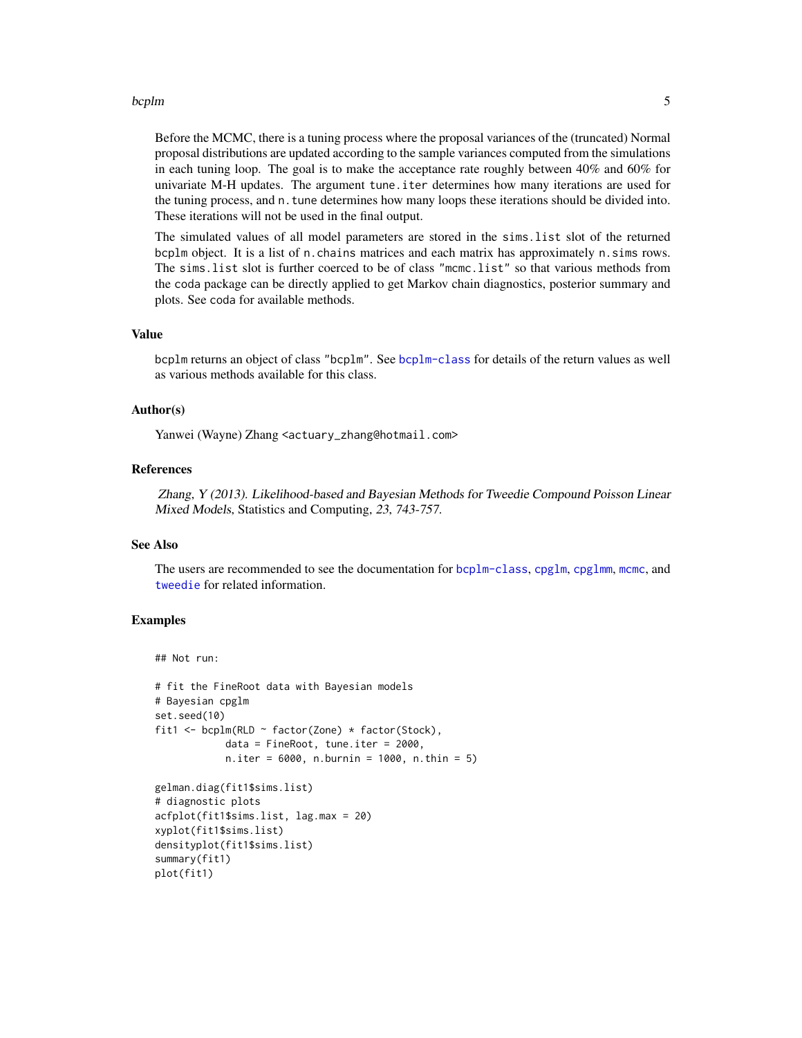Before the MCMC, there is a tuning process where the proposal variances of the (truncated) Normal proposal distributions are updated according to the sample variances computed from the simulations in each tuning loop. The goal is to make the acceptance rate roughly between 40% and 60% for univariate M-H updates. The argument `tune.iter` determines how many iterations are used for the tuning process, and `n.tune` determines how many loops these iterations should be divided into. These iterations will not be used in the final output.

The simulated values of all model parameters are stored in the `sims.list` slot of the returned `bcplm` object. It is a list of `n.chains` matrices and each matrix has approximately `n.sims` rows. The `sims.list` slot is further coerced to be of class `"mcmc.list"` so that various methods from the `coda` package can be directly applied to get Markov chain diagnostics, posterior summary and plots. See `coda` for available methods.

## Value

`bcplm` returns an object of class `"bcplm"`. See `bcplm-class` for details of the return values as well as various methods available for this class.

## Author(s)

Yanwei (Wayne) Zhang <actuary_zhang@hotmail.com>

## References

*Zhang, Y (2013). Likelihood-based and Bayesian Methods for Tweedie Compound Poisson Linear Mixed Models,* Statistics and Computing, *23, 743-757.*

## See Also

The users are recommended to see the documentation for `bcplm-class`, `cpglm`, `cpglmm`, `mcmc`, and `tweedie` for related information.

## Examples

```
## Not run:

# fit the FineRoot data with Bayesian models
# Bayesian cpglm
set.seed(10)
fit1 <- bcplm(RLD ~ factor(Zone) * factor(Stock),
            data = FineRoot, tune.iter = 2000,
            n.iter = 6000, n.burnin = 1000, n.thin = 5)

gelman.diag(fit1$sims.list)
# diagnostic plots
acfplot(fit1$sims.list, lag.max = 20)
xyplot(fit1$sims.list)
densityplot(fit1$sims.list)
summary(fit1)
plot(fit1)
```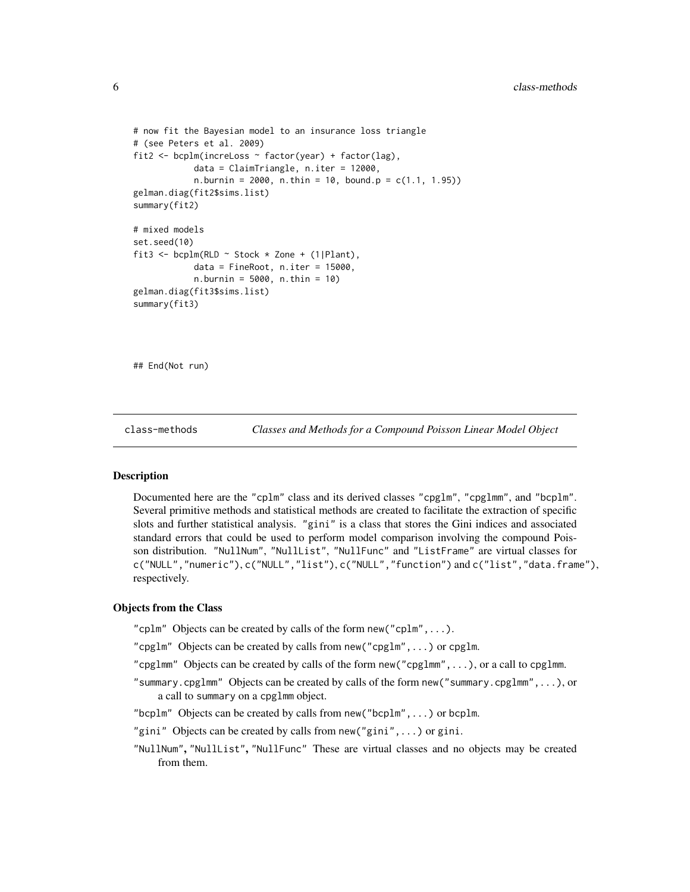```
# now fit the Bayesian model to an insurance loss triangle
# (see Peters et al. 2009)
fit2 <- bcplm(increLoss ~ factor(year) + factor(lag),
            data = ClaimTriangle, n.iter = 12000,
            n.burnin = 2000, n.thin = 10, bound.p = c(1.1, 1.95))
gelman.diag(fit2$sims.list)
summary(fit2)

# mixed models
set.seed(10)
fit3 <- bcplm(RLD ~ Stock * Zone + (1|Plant),
            data = FineRoot, n.iter = 15000,
            n.burnin = 5000, n.thin = 10)
gelman.diag(fit3$sims.list)
summary(fit3)



## End(Not run)
```

---

class-methods *Classes and Methods for a Compound Poisson Linear Model Object*

---

### Description

Documented here are the "cplm" class and its derived classes "cpglm", "cpglmm", and "bcplm". Several primitive methods and statistical methods are created to facilitate the extraction of specific slots and further statistical analysis. "gini" is a class that stores the Gini indices and associated standard errors that could be used to perform model comparison involving the compound Poisson distribution. "NullNum", "NullList", "NullFunc" and "ListFrame" are virtual classes for c("NULL","numeric"), c("NULL","list"), c("NULL","function") and c("list","data.frame"), respectively.

### Objects from the Class

"cplm" Objects can be created by calls of the form new("cplm",...).

"cpglm" Objects can be created by calls from new("cpglm",...) or cpglm.

"cpglmm" Objects can be created by calls of the form new("cpglmm",...), or a call to cpglmm.

"summary.cpglmm" Objects can be created by calls of the form new("summary.cpglmm",...), or a call to summary on a cpglmm object.

"bcplm" Objects can be created by calls from new("bcplm",...) or bcplm.

"gini" Objects can be created by calls from new("gini",...) or gini.

"NullNum", "NullList", "NullFunc" These are virtual classes and no objects may be created from them.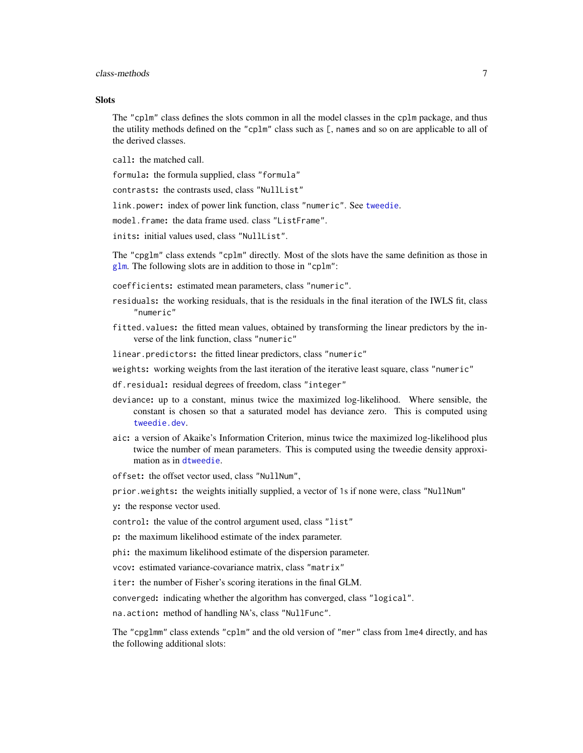### Slots

The "cplm" class defines the slots common in all the model classes in the cplm package, and thus the utility methods defined on the "cplm" class such as [, names and so on are applicable to all of the derived classes.

`call`**:** the matched call.

`formula`**:** the formula supplied, class "formula"

`contrasts`**:** the contrasts used, class "NullList"

`link.power`**:** index of power link function, class "numeric". See tweedie.

`model.frame`**:** the data frame used. class "ListFrame".

`inits`**:** initial values used, class "NullList".

The "cpglm" class extends "cplm" directly. Most of the slots have the same definition as those in glm. The following slots are in addition to those in "cplm":

`coefficients`**:** estimated mean parameters, class "numeric".

`residuals`**:** the working residuals, that is the residuals in the final iteration of the IWLS fit, class "numeric"

`fitted.values`**:** the fitted mean values, obtained by transforming the linear predictors by the inverse of the link function, class "numeric"

`linear.predictors`**:** the fitted linear predictors, class "numeric"

`weights`**:** working weights from the last iteration of the iterative least square, class "numeric"

`df.residual`**:** residual degrees of freedom, class "integer"

`deviance`**:** up to a constant, minus twice the maximized log-likelihood. Where sensible, the constant is chosen so that a saturated model has deviance zero. This is computed using tweedie.dev.

`aic`**:** a version of Akaike's Information Criterion, minus twice the maximized log-likelihood plus twice the number of mean parameters. This is computed using the tweedie density approximation as in dtweedie.

`offset`**:** the offset vector used, class "NullNum",

`prior.weights`**:** the weights initially supplied, a vector of 1s if none were, class "NullNum"

`y`**:** the response vector used.

`control`**:** the value of the control argument used, class "list"

`p`**:** the maximum likelihood estimate of the index parameter.

`phi`**:** the maximum likelihood estimate of the dispersion parameter.

`vcov`**:** estimated variance-covariance matrix, class "matrix"

`iter`**:** the number of Fisher's scoring iterations in the final GLM.

`converged`**:** indicating whether the algorithm has converged, class "logical".

`na.action`**:** method of handling NA's, class "NullFunc".

The "cpglmm" class extends "cplm" and the old version of "mer" class from lme4 directly, and has the following additional slots: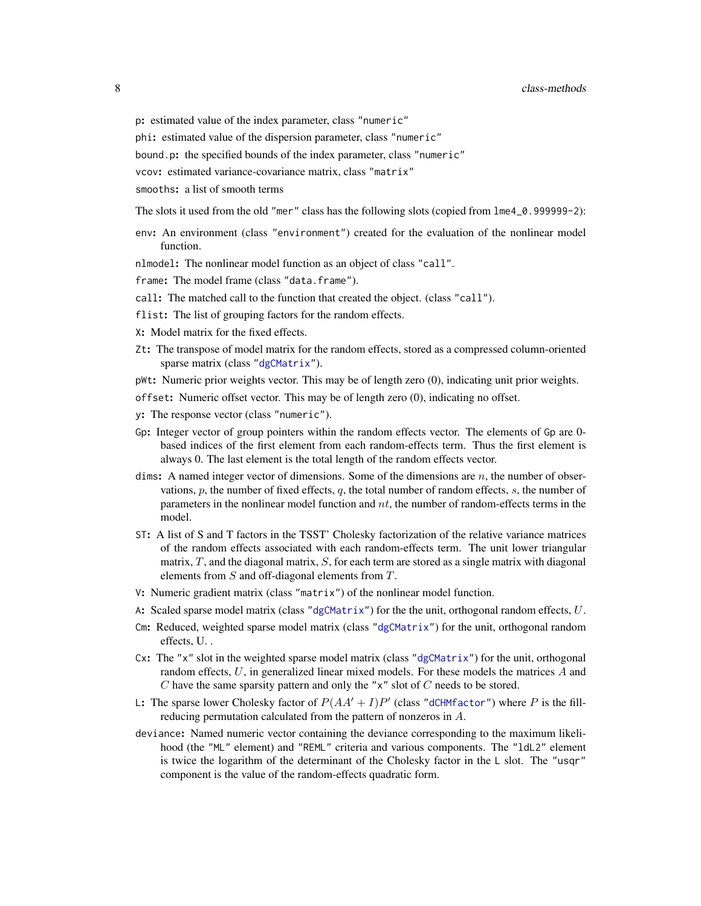`p`: estimated value of the index parameter, class `"numeric"`

`phi`: estimated value of the dispersion parameter, class `"numeric"`

`bound.p`: the specified bounds of the index parameter, class `"numeric"`

`vcov`: estimated variance-covariance matrix, class `"matrix"`

`smooths`: a list of smooth terms

The slots it used from the old `"mer"` class has the following slots (copied from `lme4_0.999999-2`):

`env`: An environment (class `"environment"`) created for the evaluation of the nonlinear model function.

`nlmodel`: The nonlinear model function as an object of class `"call"`.

`frame`: The model frame (class `"data.frame"`).

`call`: The matched call to the function that created the object. (class `"call"`).

`flist`: The list of grouping factors for the random effects.

`X`: Model matrix for the fixed effects.

`Zt`: The transpose of model matrix for the random effects, stored as a compressed column-oriented sparse matrix (class `"dgCMatrix"`).

`pWt`: Numeric prior weights vector. This may be of length zero (0), indicating unit prior weights.

`offset`: Numeric offset vector. This may be of length zero (0), indicating no offset.

`y`: The response vector (class `"numeric"`).

`Gp`: Integer vector of group pointers within the random effects vector. The elements of `Gp` are 0-based indices of the first element from each random-effects term. Thus the first element is always 0. The last element is the total length of the random effects vector.

`dims`: A named integer vector of dimensions. Some of the dimensions are $n$, the number of observations, $p$, the number of fixed effects, $q$, the total number of random effects, $s$, the number of parameters in the nonlinear model function and $nt$, the number of random-effects terms in the model.

`ST`: A list of S and T factors in the TSST' Cholesky factorization of the relative variance matrices of the random effects associated with each random-effects term. The unit lower triangular matrix, $T$, and the diagonal matrix, $S$, for each term are stored as a single matrix with diagonal elements from $S$ and off-diagonal elements from $T$.

`V`: Numeric gradient matrix (class `"matrix"`) of the nonlinear model function.

`A`: Scaled sparse model matrix (class `"dgCMatrix"`) for the the unit, orthogonal random effects, $U$.

`Cm`: Reduced, weighted sparse model matrix (class `"dgCMatrix"`) for the unit, orthogonal random effects, U. .

`Cx`: The `"x"` slot in the weighted sparse model matrix (class `"dgCMatrix"`) for the unit, orthogonal random effects, $U$, in generalized linear mixed models. For these models the matrices $A$ and $C$ have the same sparsity pattern and only the `"x"` slot of $C$ needs to be stored.

`L`: The sparse lower Cholesky factor of $P(AA' + I)P'$ (class `"dCHMfactor"`) where $P$ is the fill-reducing permutation calculated from the pattern of nonzeros in $A$.

`deviance`: Named numeric vector containing the deviance corresponding to the maximum likelihood (the `"ML"` element) and `"REML"` criteria and various components. The `"ldL2"` element is twice the logarithm of the determinant of the Cholesky factor in the `L` slot. The `"usqr"` component is the value of the random-effects quadratic form.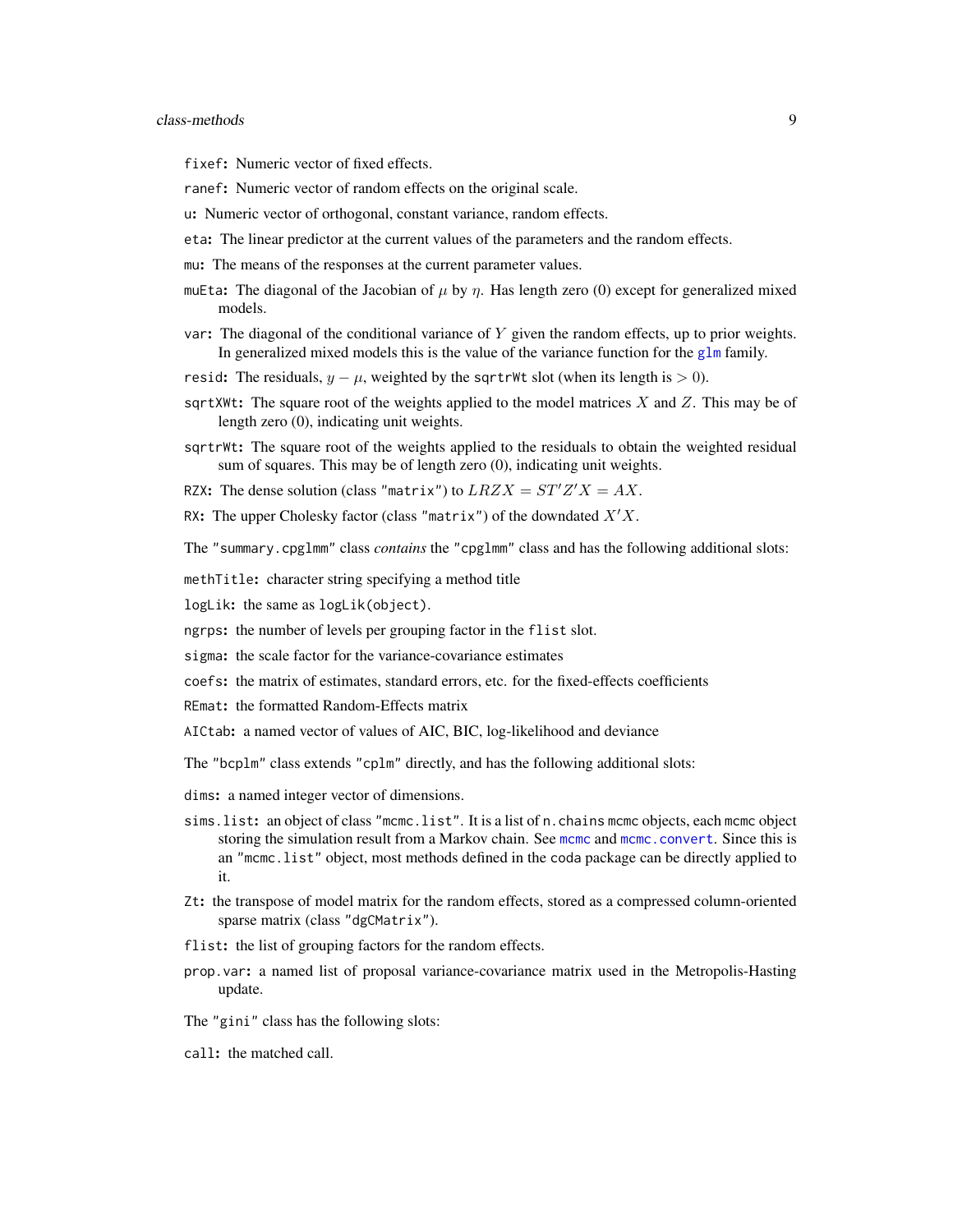`fixef`: Numeric vector of fixed effects.

`ranef`: Numeric vector of random effects on the original scale.

`u`: Numeric vector of orthogonal, constant variance, random effects.

`eta`: The linear predictor at the current values of the parameters and the random effects.

`mu`: The means of the responses at the current parameter values.

`muEta`: The diagonal of the Jacobian of $\mu$ by $\eta$. Has length zero (0) except for generalized mixed models.

`var`: The diagonal of the conditional variance of $Y$ given the random effects, up to prior weights. In generalized mixed models this is the value of the variance function for the `glm` family.

`resid`: The residuals, $y - \mu$, weighted by the `sqrtrWt` slot (when its length is $> 0$).

`sqrtXWt`: The square root of the weights applied to the model matrices $X$ and $Z$. This may be of length zero (0), indicating unit weights.

`sqrtrWt`: The square root of the weights applied to the residuals to obtain the weighted residual sum of squares. This may be of length zero (0), indicating unit weights.

`RZX`: The dense solution (class `"matrix"`) to $LRZX = ST'Z'X = AX$.

`RX`: The upper Cholesky factor (class `"matrix"`) of the downdated $X'X$.

The `"summary.cpglmm"` class *contains* the `"cpglmm"` class and has the following additional slots:

`methTitle`: character string specifying a method title

`logLik`: the same as `logLik(object)`.

`ngrps`: the number of levels per grouping factor in the `flist` slot.

`sigma`: the scale factor for the variance-covariance estimates

`coefs`: the matrix of estimates, standard errors, etc. for the fixed-effects coefficients

`REmat`: the formatted Random-Effects matrix

`AICtab`: a named vector of values of AIC, BIC, log-likelihood and deviance

The `"bcplm"` class extends `"cplm"` directly, and has the following additional slots:

`dims`: a named integer vector of dimensions.

`sims.list`: an object of class `"mcmc.list"`. It is a list of `n.chains` `mcmc` objects, each `mcmc` object storing the simulation result from a Markov chain. See `mcmc` and `mcmc.convert`. Since this is an `"mcmc.list"` object, most methods defined in the `coda` package can be directly applied to it.

`Zt`: the transpose of model matrix for the random effects, stored as a compressed column-oriented sparse matrix (class `"dgCMatrix"`).

`flist`: the list of grouping factors for the random effects.

`prop.var`: a named list of proposal variance-covariance matrix used in the Metropolis-Hasting update.

The `"gini"` class has the following slots:

`call`: the matched call.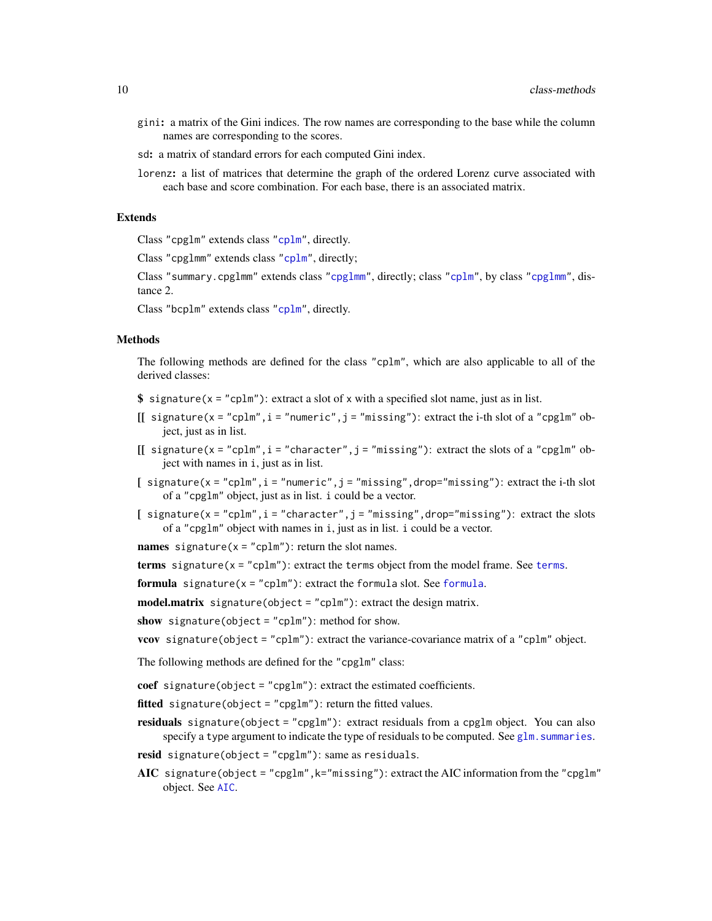- `gini`**:** a matrix of the Gini indices. The row names are corresponding to the base while the column names are corresponding to the scores.
- `sd`**:** a matrix of standard errors for each computed Gini index.
- `lorenz`**:** a list of matrices that determine the graph of the ordered Lorenz curve associated with each base and score combination. For each base, there is an associated matrix.

## Extends

Class `"cpglm"` extends class `"cplm"`, directly.

Class `"cpglmm"` extends class `"cplm"`, directly;

Class `"summary.cpglmm"` extends class `"cpglmm"`, directly; class `"cplm"`, by class `"cpglmm"`, distance 2.

Class `"bcplm"` extends class `"cplm"`, directly.

## Methods

The following methods are defined for the class `"cplm"`, which are also applicable to all of the derived classes:

- **$** `signature(x = "cplm")`: extract a slot of `x` with a specified slot name, just as in list.
- **[[** `signature(x = "cplm", i = "numeric", j = "missing")`: extract the i-th slot of a `"cpglm"` object, just as in list.
- **[[** `signature(x = "cplm", i = "character", j = "missing")`: extract the slots of a `"cpglm"` object with names in `i`, just as in list.
- **[** `signature(x = "cplm", i = "numeric", j = "missing", drop="missing")`: extract the i-th slot of a `"cpglm"` object, just as in list. `i` could be a vector.
- **[** `signature(x = "cplm", i = "character", j = "missing", drop="missing")`: extract the slots of a `"cpglm"` object with names in `i`, just as in list. `i` could be a vector.
- **names** `signature(x = "cplm")`: return the slot names.
- **terms** `signature(x = "cplm")`: extract the `terms` object from the model frame. See `terms`.
- **formula** `signature(x = "cplm")`: extract the `formula` slot. See `formula`.
- **model.matrix** `signature(object = "cplm")`: extract the design matrix.
- **show** `signature(object = "cplm")`: method for `show`.
- **vcov** `signature(object = "cplm")`: extract the variance-covariance matrix of a `"cplm"` object.

The following methods are defined for the `"cpglm"` class:

- **coef** `signature(object = "cpglm")`: extract the estimated coefficients.
- **fitted** `signature(object = "cpglm")`: return the fitted values.
- **residuals** `signature(object = "cpglm")`: extract residuals from a `cpglm` object. You can also specify a `type` argument to indicate the type of residuals to be computed. See `glm.summaries`.
- **resid** `signature(object = "cpglm")`: same as `residuals`.
- **AIC** `signature(object = "cpglm", k="missing")`: extract the AIC information from the `"cpglm"` object. See `AIC`.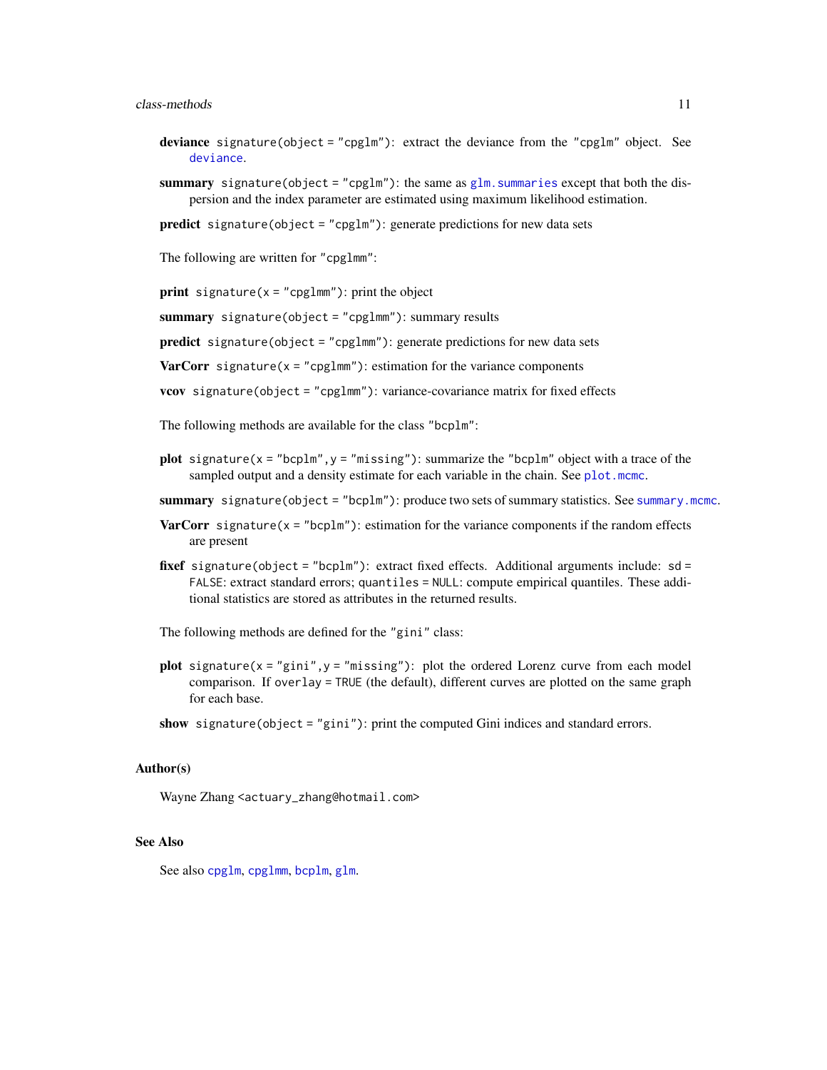**deviance** `signature(object = "cpglm")`: extract the deviance from the "cpglm" object. See `deviance`.

**summary** `signature(object = "cpglm")`: the same as `glm.summaries` except that both the dispersion and the index parameter are estimated using maximum likelihood estimation.

**predict** `signature(object = "cpglm")`: generate predictions for new data sets

The following are written for "cpglmm":

**print** `signature(x = "cpglmm")`: print the object

**summary** `signature(object = "cpglmm")`: summary results

**predict** `signature(object = "cpglmm")`: generate predictions for new data sets

**VarCorr** `signature(x = "cpglmm")`: estimation for the variance components

**vcov** `signature(object = "cpglmm")`: variance-covariance matrix for fixed effects

The following methods are available for the class "bcplm":

**plot** `signature(x = "bcplm", y = "missing")`: summarize the "bcplm" object with a trace of the sampled output and a density estimate for each variable in the chain. See `plot.mcmc`.

**summary** `signature(object = "bcplm")`: produce two sets of summary statistics. See `summary.mcmc`.

**VarCorr** `signature(x = "bcplm")`: estimation for the variance components if the random effects are present

**fixef** `signature(object = "bcplm")`: extract fixed effects. Additional arguments include: `sd = FALSE`: extract standard errors; `quantiles = NULL`: compute empirical quantiles. These additional statistics are stored as attributes in the returned results.

The following methods are defined for the "gini" class:

**plot** `signature(x = "gini", y = "missing")`: plot the ordered Lorenz curve from each model comparison. If `overlay = TRUE` (the default), different curves are plotted on the same graph for each base.

**show** `signature(object = "gini")`: print the computed Gini indices and standard errors.

## Author(s)

Wayne Zhang <actuary_zhang@hotmail.com>

## See Also

See also `cpglm`, `cpglmm`, `bcplm`, `glm`.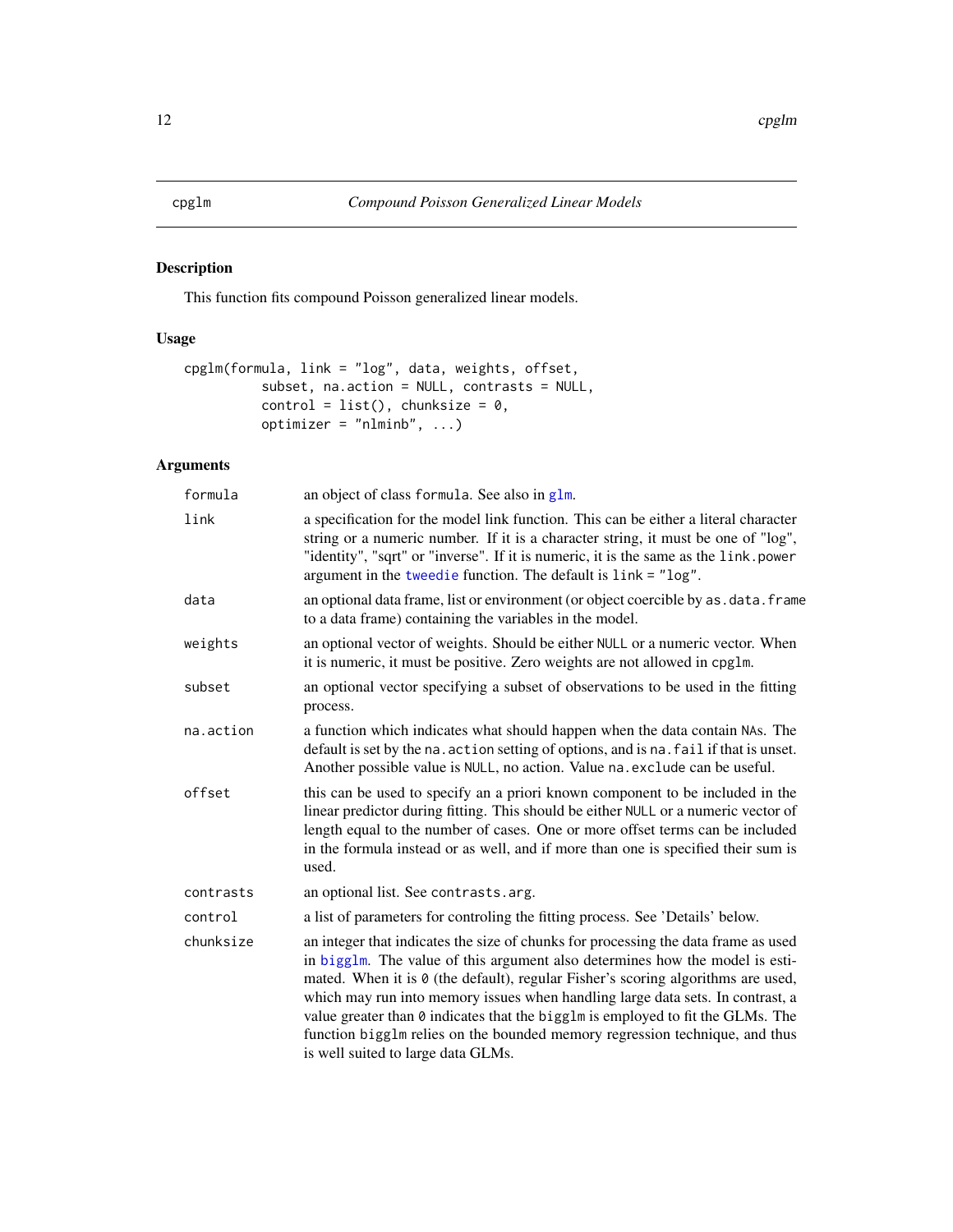## cpglm — *Compound Poisson Generalized Linear Models*

### Description

This function fits compound Poisson generalized linear models.

### Usage

```
cpglm(formula, link = "log", data, weights, offset,
         subset, na.action = NULL, contrasts = NULL,
         control = list(), chunksize = 0,
         optimizer = "nlminb", ...)
```

### Arguments

| | |
|---|---|
| `formula` | an object of class `formula`. See also in `glm`. |
| `link` | a specification for the model link function. This can be either a literal character string or a numeric number. If it is a character string, it must be one of "log", "identity", "sqrt" or "inverse". If it is numeric, it is the same as the `link.power` argument in the `tweedie` function. The default is `link = "log"`. |
| `data` | an optional data frame, list or environment (or object coercible by `as.data.frame` to a data frame) containing the variables in the model. |
| `weights` | an optional vector of weights. Should be either `NULL` or a numeric vector. When it is numeric, it must be positive. Zero weights are not allowed in `cpglm`. |
| `subset` | an optional vector specifying a subset of observations to be used in the fitting process. |
| `na.action` | a function which indicates what should happen when the data contain `NA`s. The default is set by the `na.action` setting of options, and is `na.fail` if that is unset. Another possible value is `NULL`, no action. Value `na.exclude` can be useful. |
| `offset` | this can be used to specify an a priori known component to be included in the linear predictor during fitting. This should be either `NULL` or a numeric vector of length equal to the number of cases. One or more offset terms can be included in the formula instead or as well, and if more than one is specified their sum is used. |
| `contrasts` | an optional list. See `contrasts.arg`. |
| `control` | a list of parameters for controling the fitting process. See 'Details' below. |
| `chunksize` | an integer that indicates the size of chunks for processing the data frame as used in `bigglm`. The value of this argument also determines how the model is estimated. When it is `0` (the default), regular Fisher's scoring algorithms are used, which may run into memory issues when handling large data sets. In contrast, a value greater than `0` indicates that the `bigglm` is employed to fit the GLMs. The function `bigglm` relies on the bounded memory regression technique, and thus is well suited to large data GLMs. |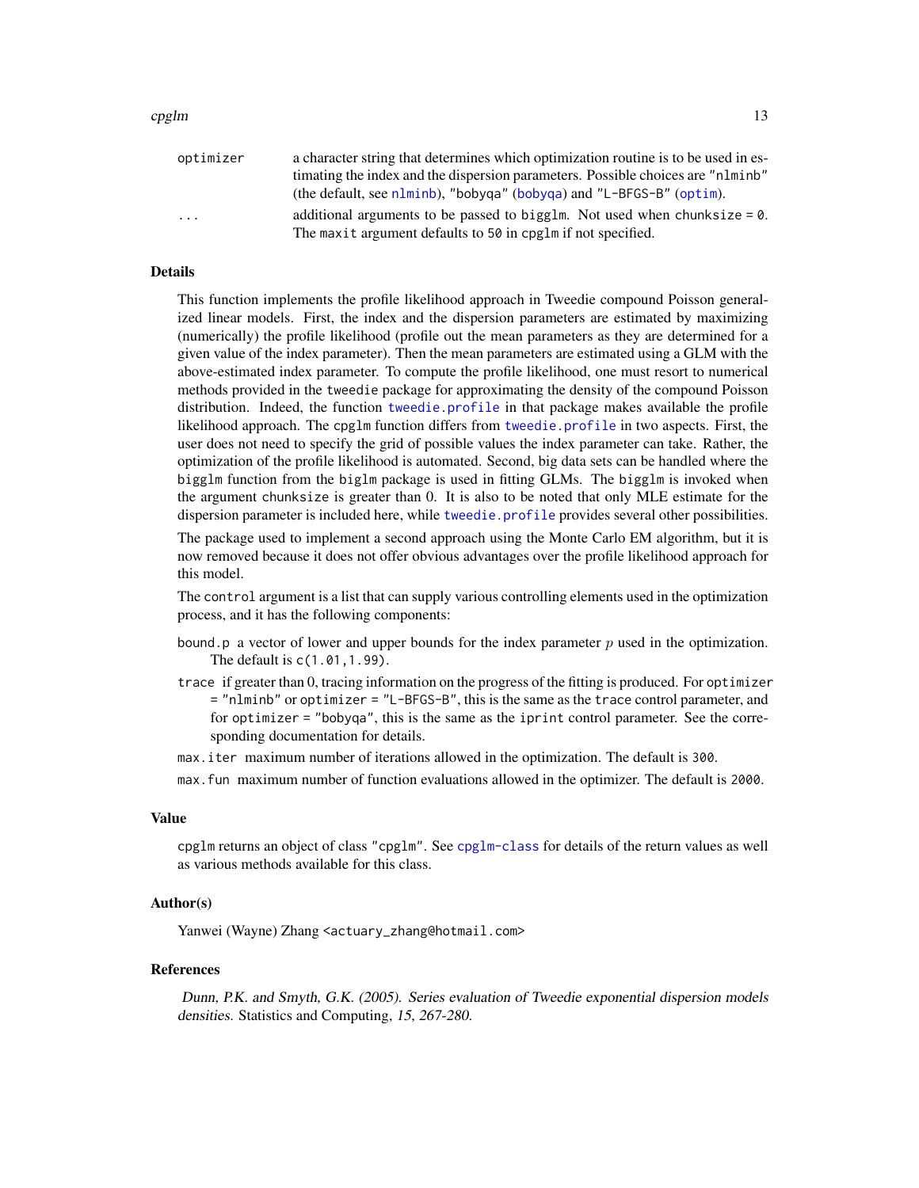| | |
|---|---|
| optimizer | a character string that determines which optimization routine is to be used in estimating the index and the dispersion parameters. Possible choices are "nlminb" (the default, see nlminb), "bobyqa" (bobyqa) and "L-BFGS-B" (optim). |
| ... | additional arguments to be passed to bigglm. Not used when chunksize = 0. The maxit argument defaults to 50 in cpglm if not specified. |

## Details

This function implements the profile likelihood approach in Tweedie compound Poisson generalized linear models. First, the index and the dispersion parameters are estimated by maximizing (numerically) the profile likelihood (profile out the mean parameters as they are determined for a given value of the index parameter). Then the mean parameters are estimated using a GLM with the above-estimated index parameter. To compute the profile likelihood, one must resort to numerical methods provided in the tweedie package for approximating the density of the compound Poisson distribution. Indeed, the function tweedie.profile in that package makes available the profile likelihood approach. The cpglm function differs from tweedie.profile in two aspects. First, the user does not need to specify the grid of possible values the index parameter can take. Rather, the optimization of the profile likelihood is automated. Second, big data sets can be handled where the bigglm function from the biglm package is used in fitting GLMs. The bigglm is invoked when the argument chunksize is greater than 0. It is also to be noted that only MLE estimate for the dispersion parameter is included here, while tweedie.profile provides several other possibilities.

The package used to implement a second approach using the Monte Carlo EM algorithm, but it is now removed because it does not offer obvious advantages over the profile likelihood approach for this model.

The control argument is a list that can supply various controlling elements used in the optimization process, and it has the following components:

- bound.p a vector of lower and upper bounds for the index parameter $p$ used in the optimization. The default is c(1.01,1.99).
- trace if greater than 0, tracing information on the progress of the fitting is produced. For optimizer = "nlminb" or optimizer = "L-BFGS-B", this is the same as the trace control parameter, and for optimizer = "bobyqa", this is the same as the iprint control parameter. See the corresponding documentation for details.
- max.iter maximum number of iterations allowed in the optimization. The default is 300.
- max.fun maximum number of function evaluations allowed in the optimizer. The default is 2000.

## Value

cpglm returns an object of class "cpglm". See cpglm-class for details of the return values as well as various methods available for this class.

## Author(s)

Yanwei (Wayne) Zhang <actuary_zhang@hotmail.com>

## References

*Dunn, P.K. and Smyth, G.K. (2005). Series evaluation of Tweedie exponential dispersion models densities.* Statistics and Computing, *15, 267-280.*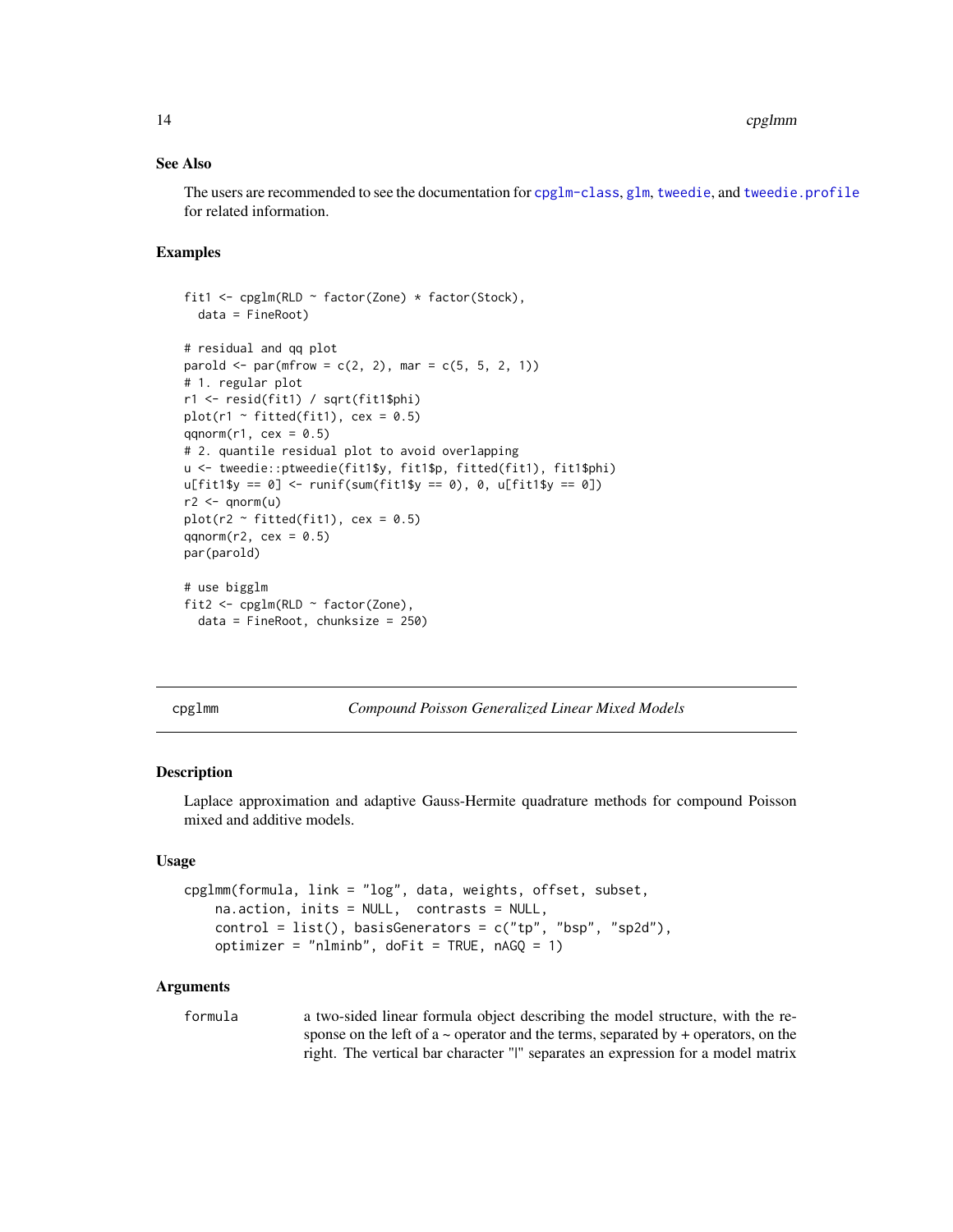### See Also

The users are recommended to see the documentation for cpglm-class, glm, tweedie, and tweedie.profile for related information.

### Examples

```
fit1 <- cpglm(RLD ~ factor(Zone) * factor(Stock),
  data = FineRoot)

# residual and qq plot
parold <- par(mfrow = c(2, 2), mar = c(5, 5, 2, 1))
# 1. regular plot
r1 <- resid(fit1) / sqrt(fit1$phi)
plot(r1 ~ fitted(fit1), cex = 0.5)
qqnorm(r1, cex = 0.5)
# 2. quantile residual plot to avoid overlapping
u <- tweedie::ptweedie(fit1$y, fit1$p, fitted(fit1), fit1$phi)
u[fit1$y == 0] <- runif(sum(fit1$y == 0), 0, u[fit1$y == 0])
r2 <- qnorm(u)
plot(r2 ~ fitted(fit1), cex = 0.5)
qqnorm(r2, cex = 0.5)
par(parold)

# use bigglm
fit2 <- cpglm(RLD ~ factor(Zone),
  data = FineRoot, chunksize = 250)
```

---

## cpglmm — *Compound Poisson Generalized Linear Mixed Models*

### Description

Laplace approximation and adaptive Gauss-Hermite quadrature methods for compound Poisson mixed and additive models.

### Usage

```
cpglmm(formula, link = "log", data, weights, offset, subset,
    na.action, inits = NULL,  contrasts = NULL,
    control = list(), basisGenerators = c("tp", "bsp", "sp2d"),
    optimizer = "nlminb", doFit = TRUE, nAGQ = 1)
```

### Arguments

`formula` a two-sided linear formula object describing the model structure, with the response on the left of a ~ operator and the terms, separated by + operators, on the right. The vertical bar character "|" separates an expression for a model matrix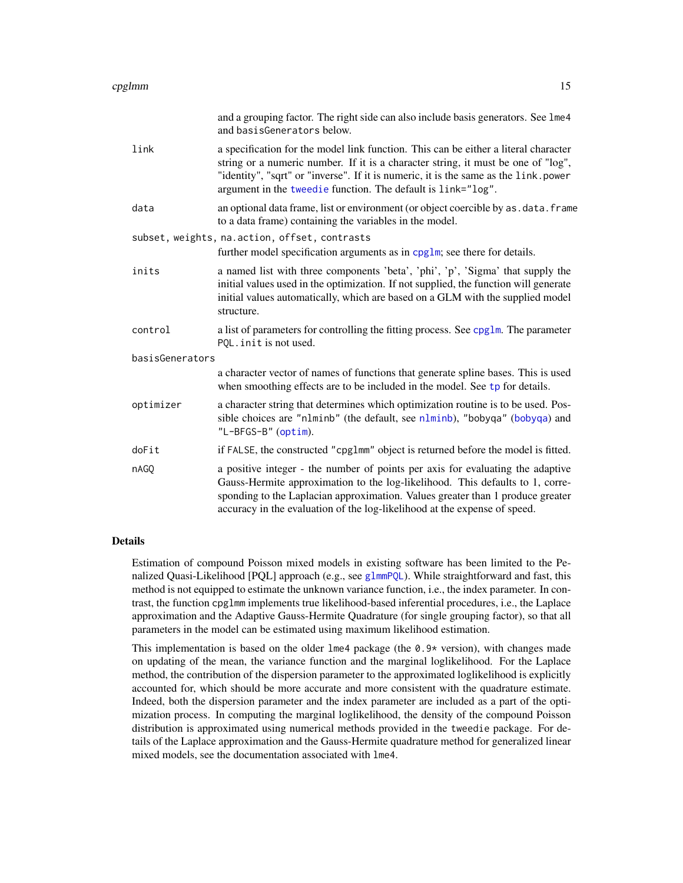and a grouping factor. The right side can also include basis generators. See `lme4` and `basisGenerators` below.

`link`
: a specification for the model link function. This can be either a literal character string or a numeric number. If it is a character string, it must be one of "log", "identity", "sqrt" or "inverse". If it is numeric, it is the same as the `link.power` argument in the `tweedie` function. The default is `link="log"`.

`data`
: an optional data frame, list or environment (or object coercible by `as.data.frame` to a data frame) containing the variables in the model.

`subset, weights, na.action, offset, contrasts`
: further model specification arguments as in `cpglm`; see there for details.

`inits`
: a named list with three components 'beta', 'phi', 'p', 'Sigma' that supply the initial values used in the optimization. If not supplied, the function will generate initial values automatically, which are based on a GLM with the supplied model structure.

`control`
: a list of parameters for controlling the fitting process. See `cpglm`. The parameter `PQL.init` is not used.

`basisGenerators`
: a character vector of names of functions that generate spline bases. This is used when smoothing effects are to be included in the model. See `tp` for details.

`optimizer`
: a character string that determines which optimization routine is to be used. Possible choices are "nlminb" (the default, see `nlminb`), "bobyqa" (`bobyqa`) and "L-BFGS-B" (`optim`).

`doFit`
: if `FALSE`, the constructed "cpglmm" object is returned before the model is fitted.

`nAGQ`
: a positive integer - the number of points per axis for evaluating the adaptive Gauss-Hermite approximation to the log-likelihood. This defaults to 1, corresponding to the Laplacian approximation. Values greater than 1 produce greater accuracy in the evaluation of the log-likelihood at the expense of speed.

## Details

Estimation of compound Poisson mixed models in existing software has been limited to the Penalized Quasi-Likelihood [PQL] approach (e.g., see `glmmPQL`). While straightforward and fast, this method is not equipped to estimate the unknown variance function, i.e., the index parameter. In contrast, the function `cpglmm` implements true likelihood-based inferential procedures, i.e., the Laplace approximation and the Adaptive Gauss-Hermite Quadrature (for single grouping factor), so that all parameters in the model can be estimated using maximum likelihood estimation.

This implementation is based on the older `lme4` package (the `0.9*` version), with changes made on updating of the mean, the variance function and the marginal loglikelihood. For the Laplace method, the contribution of the dispersion parameter to the approximated loglikelihood is explicitly accounted for, which should be more accurate and more consistent with the quadrature estimate. Indeed, both the dispersion parameter and the index parameter are included as a part of the optimization process. In computing the marginal loglikelihood, the density of the compound Poisson distribution is approximated using numerical methods provided in the `tweedie` package. For details of the Laplace approximation and the Gauss-Hermite quadrature method for generalized linear mixed models, see the documentation associated with `lme4`.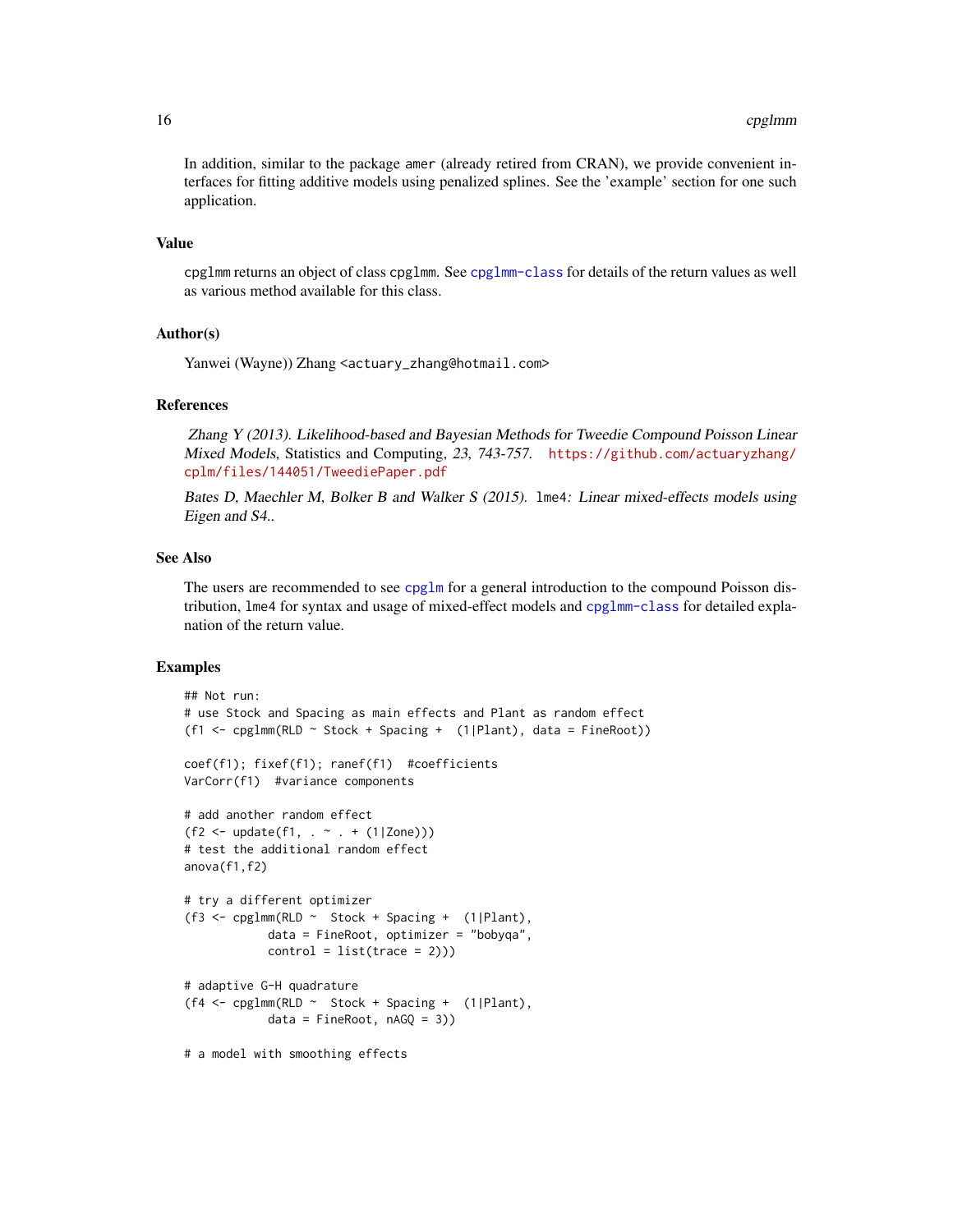In addition, similar to the package amer (already retired from CRAN), we provide convenient interfaces for fitting additive models using penalized splines. See the 'example' section for one such application.

### Value

cpglmm returns an object of class cpglmm. See cpglmm-class for details of the return values as well as various method available for this class.

### Author(s)

Yanwei (Wayne)) Zhang <actuary_zhang@hotmail.com>

### References

*Zhang Y (2013). Likelihood-based and Bayesian Methods for Tweedie Compound Poisson Linear Mixed Models*, Statistics and Computing, *23, 743-757.* https://github.com/actuaryzhang/cplm/files/144051/TweediePaper.pdf

*Bates D, Maechler M, Bolker B and Walker S (2015).* lme4*: Linear mixed-effects models using Eigen and S4..*

### See Also

The users are recommended to see cpglm for a general introduction to the compound Poisson distribution, lme4 for syntax and usage of mixed-effect models and cpglmm-class for detailed explanation of the return value.

### Examples

```
## Not run:
# use Stock and Spacing as main effects and Plant as random effect
(f1 <- cpglmm(RLD ~ Stock + Spacing +  (1|Plant), data = FineRoot))

coef(f1); fixef(f1); ranef(f1)  #coefficients
VarCorr(f1)  #variance components

# add another random effect
(f2 <- update(f1, . ~ . + (1|Zone)))
# test the additional random effect
anova(f1,f2)

# try a different optimizer
(f3 <- cpglmm(RLD ~  Stock + Spacing +  (1|Plant),
            data = FineRoot, optimizer = "bobyqa",
            control = list(trace = 2)))

# adaptive G-H quadrature
(f4 <- cpglmm(RLD ~  Stock + Spacing +  (1|Plant),
            data = FineRoot, nAGQ = 3))

# a model with smoothing effects
```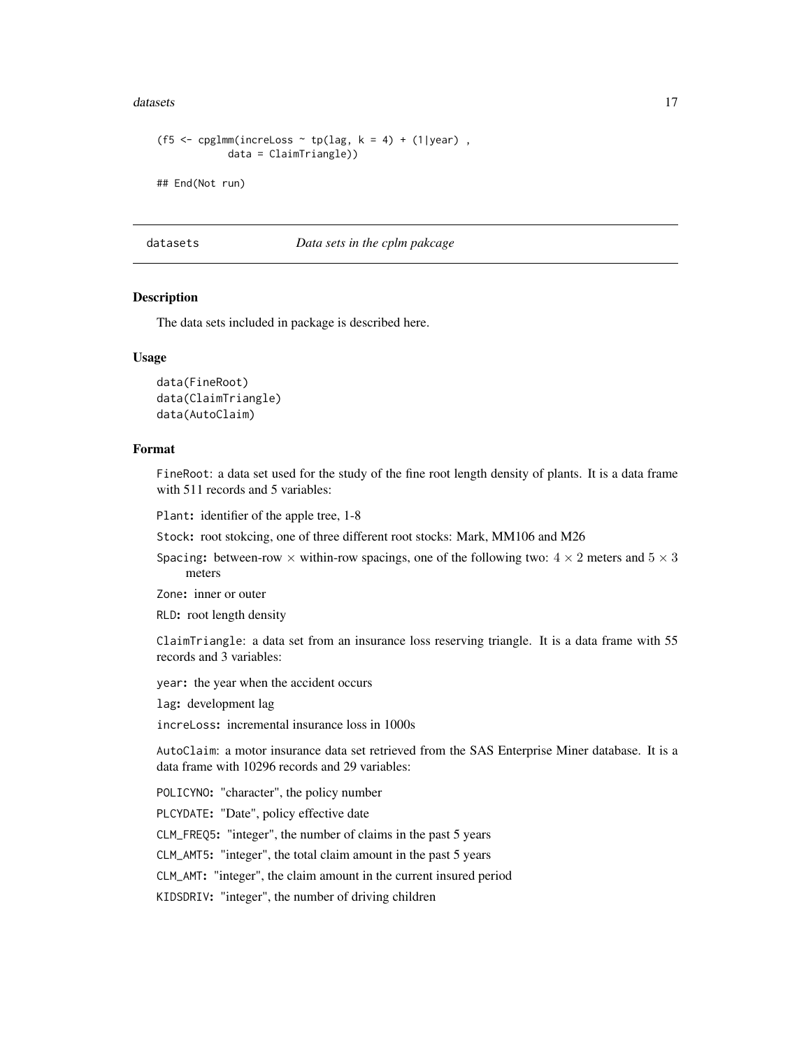```
(f5 <- cpglmm(increLoss ~ tp(lag, k = 4) + (1|year) ,
            data = ClaimTriangle))

## End(Not run)
```

---

## datasets — *Data sets in the cplm pakcage*

---

### Description

The data sets included in package is described here.

### Usage

```
data(FineRoot)
data(ClaimTriangle)
data(AutoClaim)
```

### Format

FineRoot: a data set used for the study of the fine root length density of plants. It is a data frame with 511 records and 5 variables:

**Plant:** identifier of the apple tree, 1-8

**Stock:** root stokcing, one of three different root stocks: Mark, MM106 and M26

**Spacing:** between-row $\times$ within-row spacings, one of the following two: $4 \times 2$ meters and $5 \times 3$ meters

**Zone:** inner or outer

**RLD:** root length density

ClaimTriangle: a data set from an insurance loss reserving triangle. It is a data frame with 55 records and 3 variables:

**year:** the year when the accident occurs

**lag:** development lag

**increLoss:** incremental insurance loss in 1000s

AutoClaim: a motor insurance data set retrieved from the SAS Enterprise Miner database. It is a data frame with 10296 records and 29 variables:

**POLICYNO:** "character", the policy number

**PLCYDATE:** "Date", policy effective date

**CLM_FREQ5:** "integer", the number of claims in the past 5 years

**CLM_AMT5:** "integer", the total claim amount in the past 5 years

**CLM_AMT:** "integer", the claim amount in the current insured period

**KIDSDRIV:** "integer", the number of driving children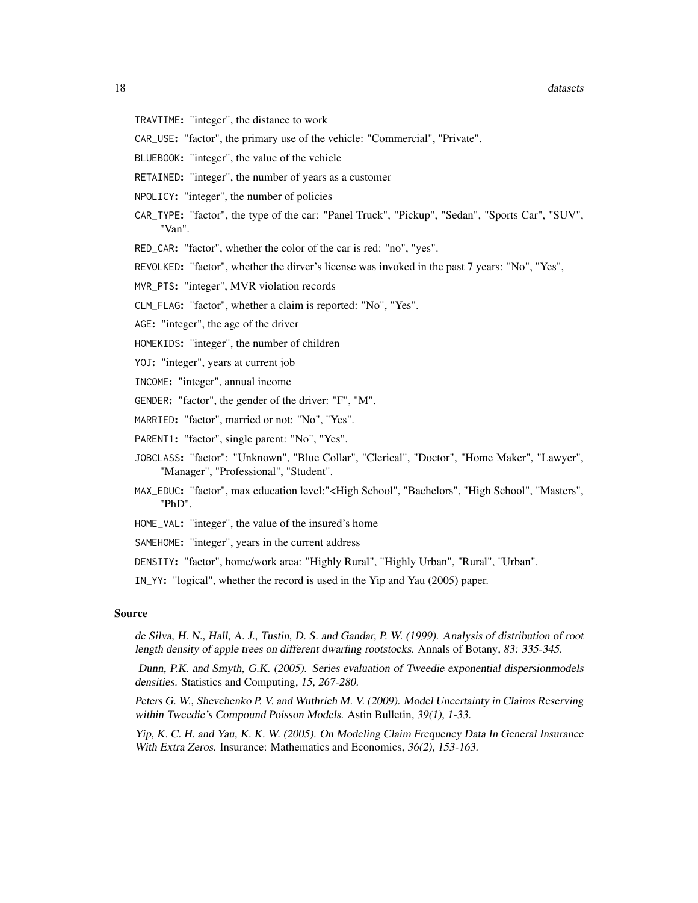TRAVTIME: "integer", the distance to work

CAR_USE: "factor", the primary use of the vehicle: "Commercial", "Private".

BLUEBOOK: "integer", the value of the vehicle

RETAINED: "integer", the number of years as a customer

NPOLICY: "integer", the number of policies

CAR_TYPE: "factor", the type of the car: "Panel Truck", "Pickup", "Sedan", "Sports Car", "SUV", "Van".

RED_CAR: "factor", whether the color of the car is red: "no", "yes".

REVOLKED: "factor", whether the dirver's license was invoked in the past 7 years: "No", "Yes",

MVR_PTS: "integer", MVR violation records

CLM_FLAG: "factor", whether a claim is reported: "No", "Yes".

AGE: "integer", the age of the driver

HOMEKIDS: "integer", the number of children

YOJ: "integer", years at current job

INCOME: "integer", annual income

GENDER: "factor", the gender of the driver: "F", "M".

MARRIED: "factor", married or not: "No", "Yes".

PARENT1: "factor", single parent: "No", "Yes".

JOBCLASS: "factor": "Unknown", "Blue Collar", "Clerical", "Doctor", "Home Maker", "Lawyer", "Manager", "Professional", "Student".

MAX_EDUC: "factor", max education level:"<High School", "Bachelors", "High School", "Masters", "PhD".

HOME_VAL: "integer", the value of the insured's home

SAMEHOME: "integer", years in the current address

DENSITY: "factor", home/work area: "Highly Rural", "Highly Urban", "Rural", "Urban".

IN_YY: "logical", whether the record is used in the Yip and Yau (2005) paper.

### Source

*de Silva, H. N., Hall, A. J., Tustin, D. S. and Gandar, P. W. (1999). Analysis of distribution of root length density of apple trees on different dwarfing rootstocks.* Annals of Botany, *83: 335-345.*

*Dunn, P.K. and Smyth, G.K. (2005). Series evaluation of Tweedie exponential dispersionmodels densities.* Statistics and Computing, *15, 267-280.*

*Peters G. W., Shevchenko P. V. and Wuthrich M. V. (2009). Model Uncertainty in Claims Reserving within Tweedie's Compound Poisson Models.* Astin Bulletin, *39(1), 1-33.*

*Yip, K. C. H. and Yau, K. K. W. (2005). On Modeling Claim Frequency Data In General Insurance With Extra Zeros.* Insurance: Mathematics and Economics, *36(2), 153-163.*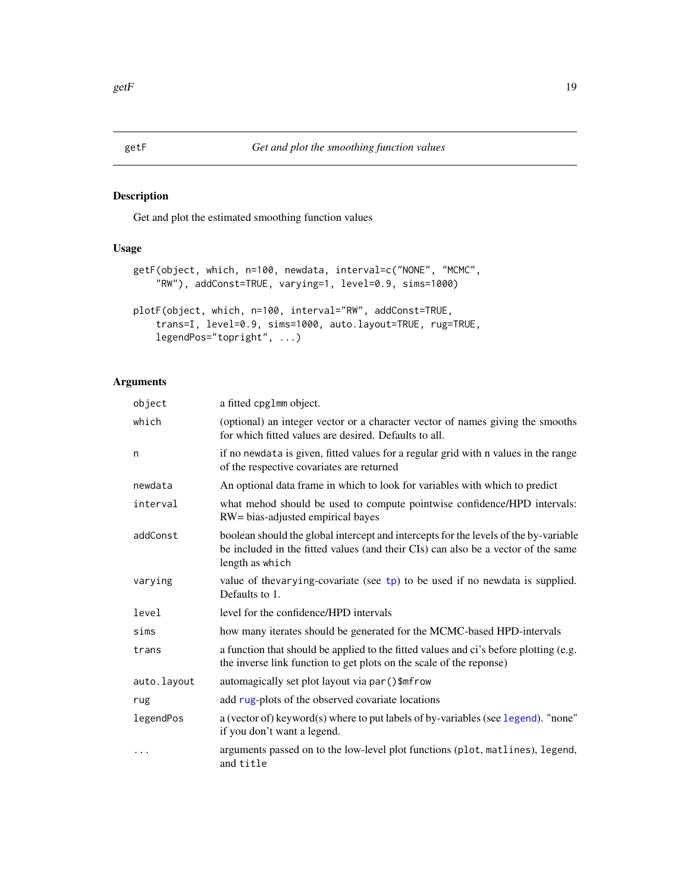getF *Get and plot the smoothing function values*

## Description

Get and plot the estimated smoothing function values

## Usage

```
getF(object, which, n=100, newdata, interval=c("NONE", "MCMC",
    "RW"), addConst=TRUE, varying=1, level=0.9, sims=1000)

plotF(object, which, n=100, interval="RW", addConst=TRUE,
    trans=I, level=0.9, sims=1000, auto.layout=TRUE, rug=TRUE,
    legendPos="topright", ...)
```

## Arguments

| | |
|---|---|
| `object` | a fitted `cpglmm` object. |
| `which` | (optional) an integer vector or a character vector of names giving the smooths for which fitted values are desired. Defaults to all. |
| `n` | if no `newdata` is given, fitted values for a regular grid with n values in the range of the respective covariates are returned |
| `newdata` | An optional data frame in which to look for variables with which to predict |
| `interval` | what mehod should be used to compute pointwise confidence/HPD intervals: RW= bias-adjusted empirical bayes |
| `addConst` | boolean should the global intercept and intercepts for the levels of the by-variable be included in the fitted values (and their CIs) can also be a vector of the same length as `which` |
| `varying` | value of thevarying-covariate (see `tp`) to be used if no newdata is supplied. Defaults to 1. |
| `level` | level for the confidence/HPD intervals |
| `sims` | how many iterates should be generated for the MCMC-based HPD-intervals |
| `trans` | a function that should be applied to the fitted values and ci's before plotting (e.g. the inverse link function to get plots on the scale of the reponse) |
| `auto.layout` | automagically set plot layout via `par()$mfrow` |
| `rug` | add `rug`-plots of the observed covariate locations |
| `legendPos` | a (vector of) keyword(s) where to put labels of by-variables (see `legend`). "none" if you don't want a legend. |
| `...` | arguments passed on to the low-level plot functions (`plot`, `matlines`), `legend`, and `title` |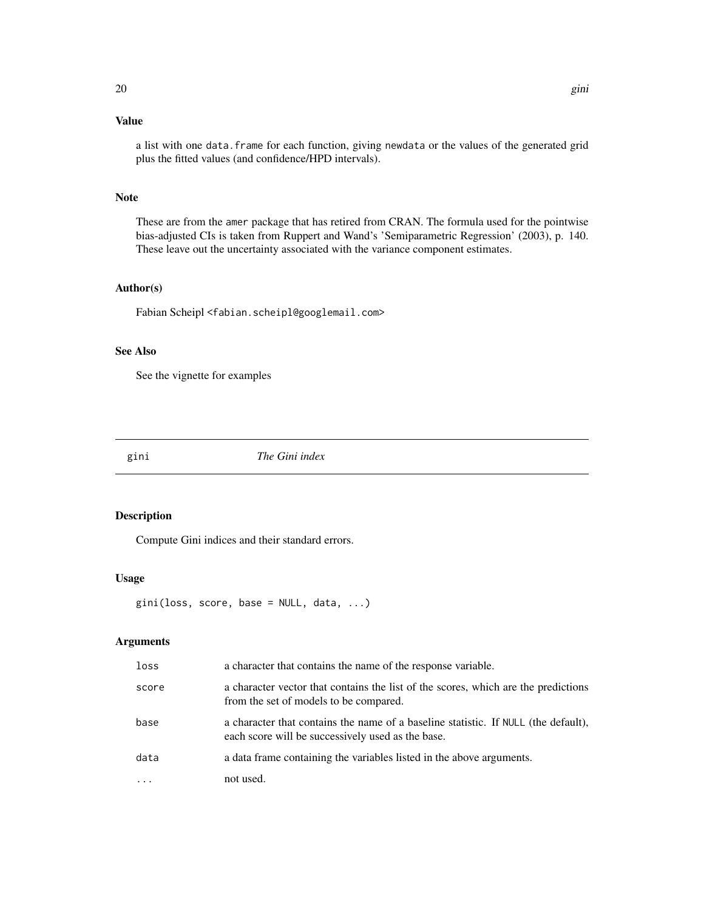## Value

a list with one `data.frame` for each function, giving `newdata` or the values of the generated grid plus the fitted values (and confidence/HPD intervals).

## Note

These are from the `amer` package that has retired from CRAN. The formula used for the pointwise bias-adjusted CIs is taken from Ruppert and Wand's 'Semiparametric Regression' (2003), p. 140. These leave out the uncertainty associated with the variance component estimates.

## Author(s)

Fabian Scheipl <fabian.scheipl@googlemail.com>

## See Also

See the vignette for examples

---

# gini *The Gini index*

---

## Description

Compute Gini indices and their standard errors.

## Usage

```
gini(loss, score, base = NULL, data, ...)
```

## Arguments

| | |
|---|---|
| `loss` | a character that contains the name of the response variable. |
| `score` | a character vector that contains the list of the scores, which are the predictions from the set of models to be compared. |
| `base` | a character that contains the name of a baseline statistic. If `NULL` (the default), each score will be successively used as the base. |
| `data` | a data frame containing the variables listed in the above arguments. |
| `...` | not used. |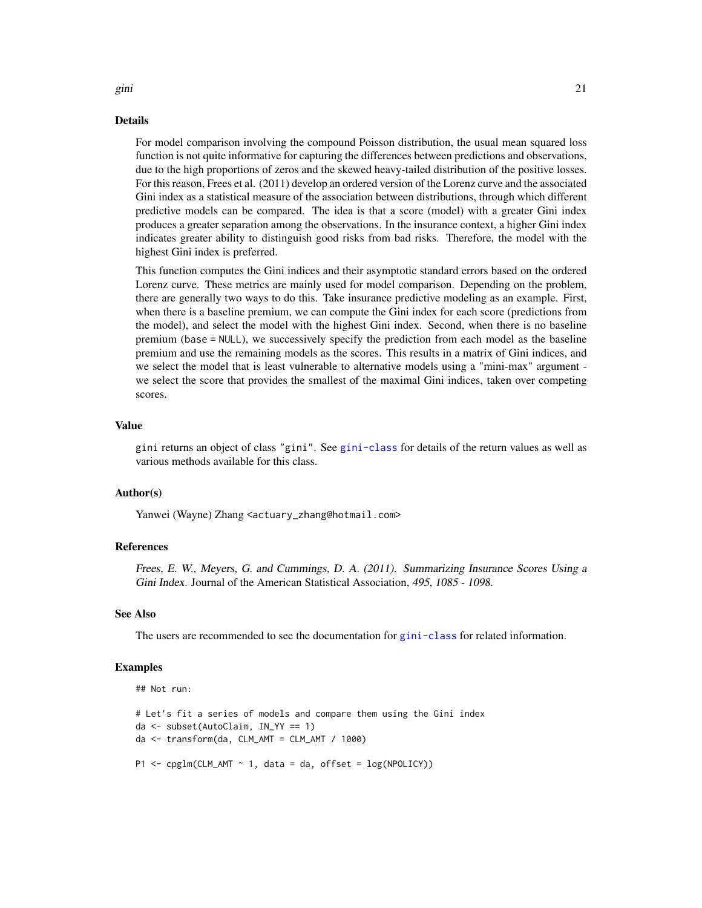## Details

For model comparison involving the compound Poisson distribution, the usual mean squared loss function is not quite informative for capturing the differences between predictions and observations, due to the high proportions of zeros and the skewed heavy-tailed distribution of the positive losses. For this reason, Frees et al. (2011) develop an ordered version of the Lorenz curve and the associated Gini index as a statistical measure of the association between distributions, through which different predictive models can be compared. The idea is that a score (model) with a greater Gini index produces a greater separation among the observations. In the insurance context, a higher Gini index indicates greater ability to distinguish good risks from bad risks. Therefore, the model with the highest Gini index is preferred.

This function computes the Gini indices and their asymptotic standard errors based on the ordered Lorenz curve. These metrics are mainly used for model comparison. Depending on the problem, there are generally two ways to do this. Take insurance predictive modeling as an example. First, when there is a baseline premium, we can compute the Gini index for each score (predictions from the model), and select the model with the highest Gini index. Second, when there is no baseline premium (`base = NULL`), we successively specify the prediction from each model as the baseline premium and use the remaining models as the scores. This results in a matrix of Gini indices, and we select the model that is least vulnerable to alternative models using a "mini-max" argument - we select the score that provides the smallest of the maximal Gini indices, taken over competing scores.

## Value

`gini` returns an object of class `"gini"`. See `gini-class` for details of the return values as well as various methods available for this class.

## Author(s)

Yanwei (Wayne) Zhang <actuary_zhang@hotmail.com>

## References

*Frees, E. W., Meyers, G. and Cummings, D. A. (2011). Summarizing Insurance Scores Using a Gini Index.* Journal of the American Statistical Association, *495, 1085 - 1098.*

## See Also

The users are recommended to see the documentation for `gini-class` for related information.

## Examples

```
## Not run:

# Let's fit a series of models and compare them using the Gini index
da <- subset(AutoClaim, IN_YY == 1)
da <- transform(da, CLM_AMT = CLM_AMT / 1000)

P1 <- cpglm(CLM_AMT ~ 1, data = da, offset = log(NPOLICY))
```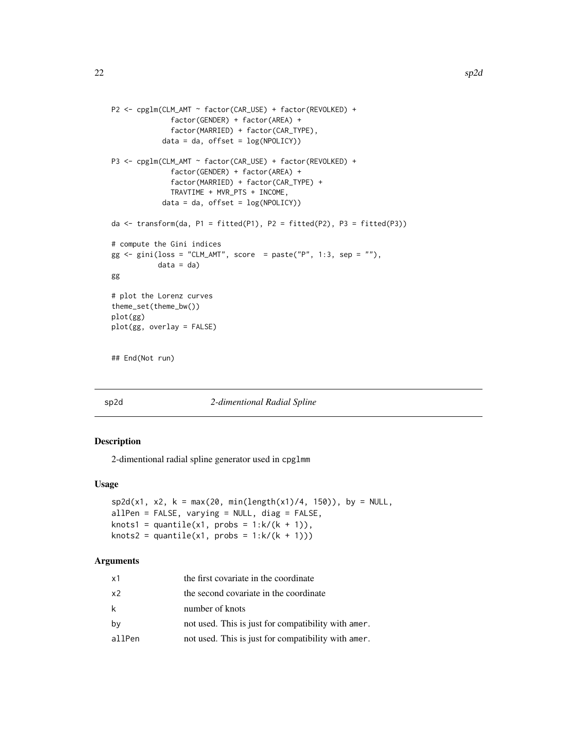```
P2 <- cpglm(CLM_AMT ~ factor(CAR_USE) + factor(REVOLKED) +
              factor(GENDER) + factor(AREA) +
              factor(MARRIED) + factor(CAR_TYPE),
            data = da, offset = log(NPOLICY))

P3 <- cpglm(CLM_AMT ~ factor(CAR_USE) + factor(REVOLKED) +
              factor(GENDER) + factor(AREA) +
              factor(MARRIED) + factor(CAR_TYPE) +
              TRAVTIME + MVR_PTS + INCOME,
            data = da, offset = log(NPOLICY))

da <- transform(da, P1 = fitted(P1), P2 = fitted(P2), P3 = fitted(P3))

# compute the Gini indices
gg <- gini(loss = "CLM_AMT", score  = paste("P", 1:3, sep = ""),
           data = da)
gg

# plot the Lorenz curves
theme_set(theme_bw())
plot(gg)
plot(gg, overlay = FALSE)


## End(Not run)
```

## sp2d — *2-dimentional Radial Spline*

### Description

2-dimentional radial spline generator used in `cpglmm`

### Usage

```
sp2d(x1, x2, k = max(20, min(length(x1)/4, 150)), by = NULL,
allPen = FALSE, varying = NULL, diag = FALSE,
knots1 = quantile(x1, probs = 1:k/(k + 1)),
knots2 = quantile(x1, probs = 1:k/(k + 1)))
```

### Arguments

| | |
|---|---|
| x1 | the first covariate in the coordinate |
| x2 | the second covariate in the coordinate |
| k | number of knots |
| by | not used. This is just for compatibility with `amer`. |
| allPen | not used. This is just for compatibility with `amer`. |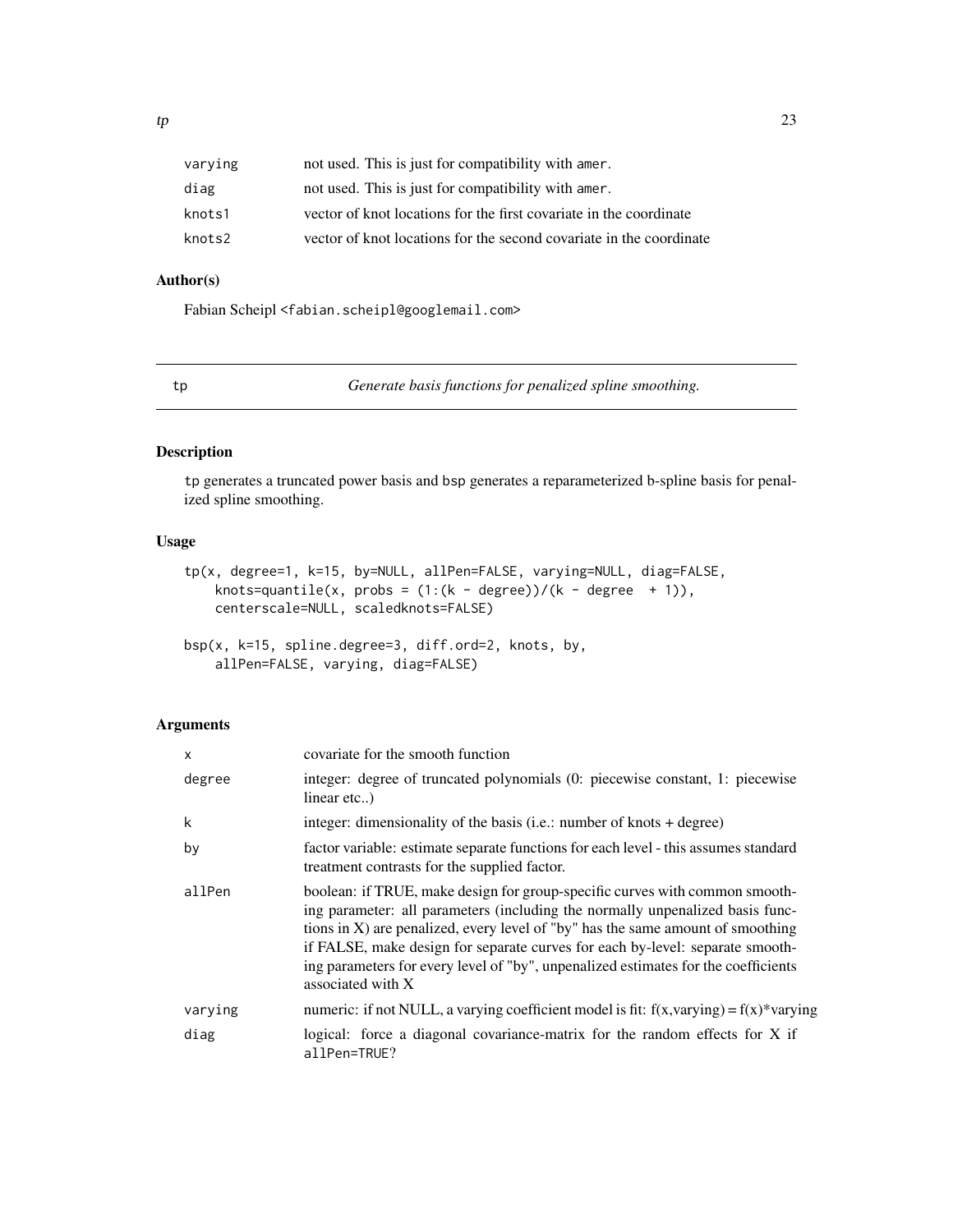| | |
|---|---|
| varying | not used. This is just for compatibility with amer. |
| diag | not used. This is just for compatibility with amer. |
| knots1 | vector of knot locations for the first covariate in the coordinate |
| knots2 | vector of knot locations for the second covariate in the coordinate |

### Author(s)

Fabian Scheipl <fabian.scheipl@googlemail.com>

---

## tp — *Generate basis functions for penalized spline smoothing.*

---

### Description

tp generates a truncated power basis and bsp generates a reparameterized b-spline basis for penalized spline smoothing.

### Usage

```
tp(x, degree=1, k=15, by=NULL, allPen=FALSE, varying=NULL, diag=FALSE,
    knots=quantile(x, probs = (1:(k - degree))/(k - degree  + 1)),
    centerscale=NULL, scaledknots=FALSE)

bsp(x, k=15, spline.degree=3, diff.ord=2, knots, by,
    allPen=FALSE, varying, diag=FALSE)
```

### Arguments

| | |
|---|---|
| x | covariate for the smooth function |
| degree | integer: degree of truncated polynomials (0: piecewise constant, 1: piecewise linear etc..) |
| k | integer: dimensionality of the basis (i.e.: number of knots + degree) |
| by | factor variable: estimate separate functions for each level - this assumes standard treatment contrasts for the supplied factor. |
| allPen | boolean: if TRUE, make design for group-specific curves with common smoothing parameter: all parameters (including the normally unpenalized basis functions in X) are penalized, every level of "by" has the same amount of smoothing if FALSE, make design for separate curves for each by-level: separate smoothing parameters for every level of "by", unpenalized estimates for the coefficients associated with X |
| varying | numeric: if not NULL, a varying coefficient model is fit: f(x,varying) = f(x)*varying |
| diag | logical: force a diagonal covariance-matrix for the random effects for X if allPen=TRUE? |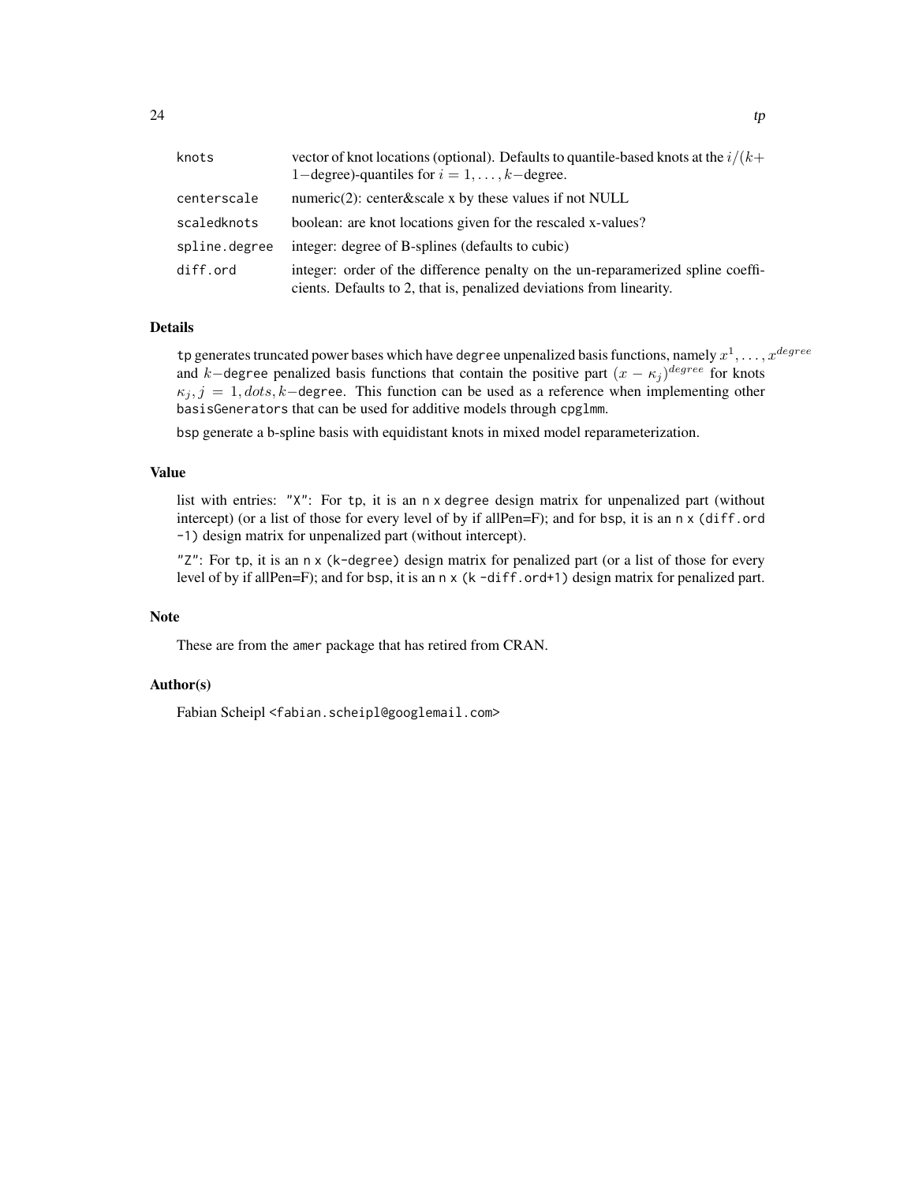| | |
|---|---|
| `knots` | vector of knot locations (optional). Defaults to quantile-based knots at the $i/(k+1-\text{degree})$-quantiles for $i = 1, \ldots, k-\text{degree}$. |
| `centerscale` | numeric(2): center&scale x by these values if not NULL |
| `scaledknots` | boolean: are knot locations given for the rescaled x-values? |
| `spline.degree` | integer: degree of B-splines (defaults to cubic) |
| `diff.ord` | integer: order of the difference penalty on the un-reparamerized spline coefficients. Defaults to 2, that is, penalized deviations from linearity. |

## Details

`tp` generates truncated power bases which have `degree` unpenalized basis functions, namely $x^1, \ldots, x^{degree}$ and $k-$`degree` penalized basis functions that contain the positive part $(x - \kappa_j)^{degree}$ for knots $\kappa_j, j = 1, dots, k-$`degree`. This function can be used as a reference when implementing other `basisGenerators` that can be used for additive models through `cpglmm`.

`bsp` generate a b-spline basis with equidistant knots in mixed model reparameterization.

## Value

list with entries: "X": For `tp`, it is an `n x degree` design matrix for unpenalized part (without intercept) (or a list of those for every level of by if allPen=F); and for `bsp`, it is an `n x (diff.ord -1)` design matrix for unpenalized part (without intercept).

"Z": For `tp`, it is an `n x (k-degree)` design matrix for penalized part (or a list of those for every level of by if allPen=F); and for `bsp`, it is an `n x (k -diff.ord+1)` design matrix for penalized part.

## Note

These are from the `amer` package that has retired from CRAN.

## Author(s)

Fabian Scheipl <fabian.scheipl@googlemail.com>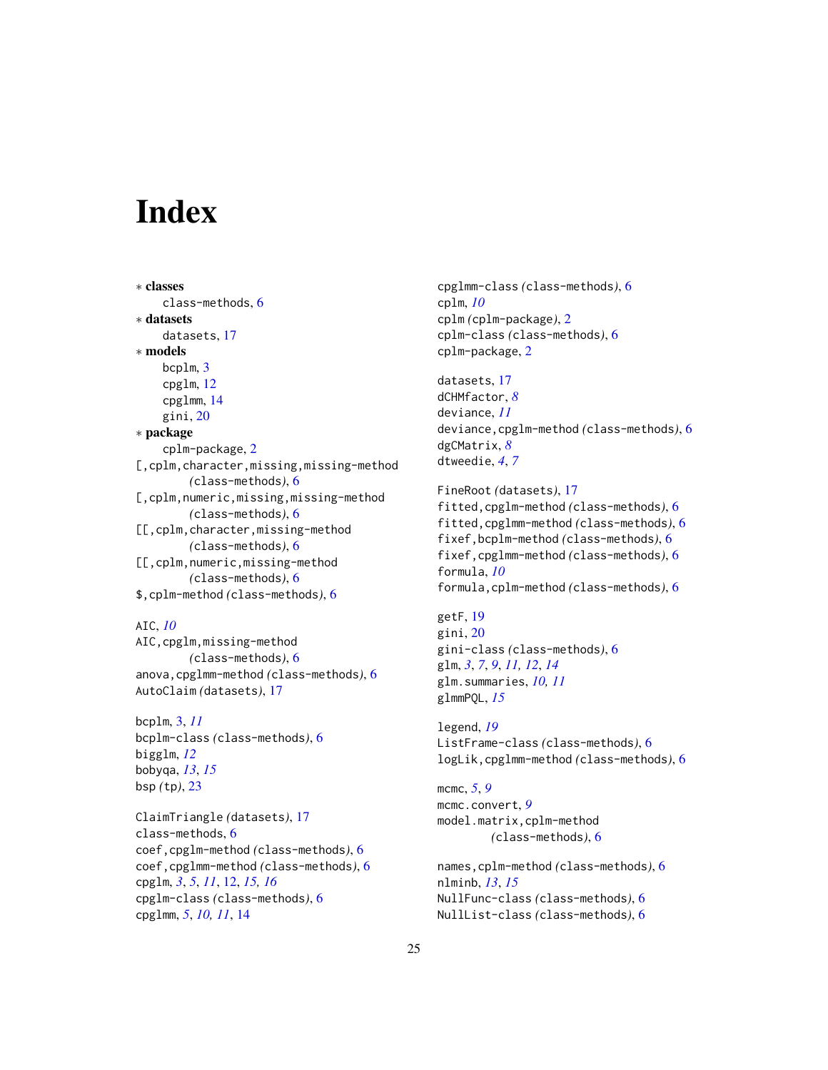# Index

∗ **classes**
  class-methods, 6
∗ **datasets**
  datasets, 17
∗ **models**
  bcplm, 3
  cpglm, 12
  cpglmm, 14
  gini, 20
∗ **package**
  cplm-package, 2

[,cplm,character,missing,missing-method *(class-methods)*, 6
[,cplm,numeric,missing,missing-method *(class-methods)*, 6
[[,cplm,character,missing-method *(class-methods)*, 6
[[,cplm,numeric,missing-method *(class-methods)*, 6
$,cplm-method *(class-methods)*, 6

AIC, *10*
AIC,cpglm,missing-method *(class-methods)*, 6
anova,cpglmm-method *(class-methods)*, 6
AutoClaim *(datasets)*, 17

bcplm, 3, *11*
bcplm-class *(class-methods)*, 6
bigglm, *12*
bobyqa, *13*, *15*
bsp *(tp)*, 23

ClaimTriangle *(datasets)*, 17
class-methods, 6
coef,cpglm-method *(class-methods)*, 6
coef,cpglmm-method *(class-methods)*, 6
cpglm, *3*, *5*, *11*, 12, *15*, *16*
cpglm-class *(class-methods)*, 6
cpglmm, *5*, *10*, *11*, 14
cpglmm-class *(class-methods)*, 6
cplm, *10*
cplm *(cplm-package)*, 2
cplm-class *(class-methods)*, 6
cplm-package, 2

datasets, 17
dCHMfactor, *8*
deviance, *11*
deviance,cpglm-method *(class-methods)*, 6
dgCMatrix, *8*
dtweedie, *4*, *7*

FineRoot *(datasets)*, 17
fitted,cpglm-method *(class-methods)*, 6
fitted,cpglmm-method *(class-methods)*, 6
fixef,bcplm-method *(class-methods)*, 6
fixef,cpglmm-method *(class-methods)*, 6
formula, *10*
formula,cplm-method *(class-methods)*, 6

getF, 19
gini, 20
gini-class *(class-methods)*, 6
glm, *3*, *7*, *9*, *11*, *12*, *14*
glm.summaries, *10*, *11*
glmmPQL, *15*

legend, *19*
ListFrame-class *(class-methods)*, 6
logLik,cpglmm-method *(class-methods)*, 6

mcmc, *5*, *9*
mcmc.convert, *9*
model.matrix,cplm-method *(class-methods)*, 6

names,cplm-method *(class-methods)*, 6
nlminb, *13*, *15*
NullFunc-class *(class-methods)*, 6
NullList-class *(class-methods)*, 6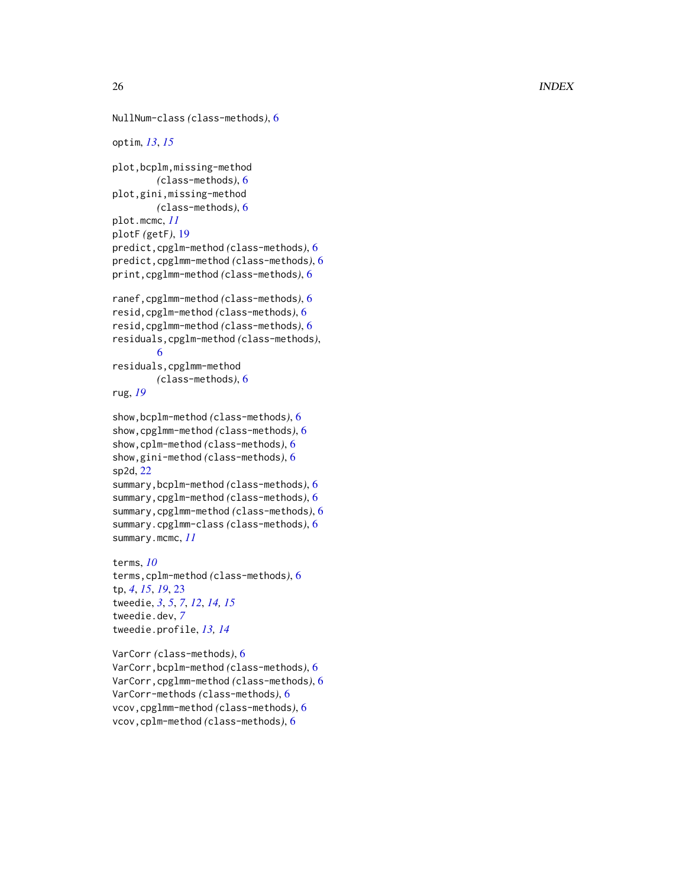NullNum-class *(class-methods)*, 6

optim, *13*, *15*

plot,bcplm,missing-method
*(class-methods)*, 6
plot,gini,missing-method
*(class-methods)*, 6
plot.mcmc, *11*
plotF *(getF)*, 19
predict,cpglm-method *(class-methods)*, 6
predict,cpglmm-method *(class-methods)*, 6
print,cpglmm-method *(class-methods)*, 6

ranef,cpglmm-method *(class-methods)*, 6
resid,cpglm-method *(class-methods)*, 6
resid,cpglmm-method *(class-methods)*, 6
residuals,cpglm-method *(class-methods)*,
6
residuals,cpglmm-method
*(class-methods)*, 6
rug, *19*

show,bcplm-method *(class-methods)*, 6
show,cpglmm-method *(class-methods)*, 6
show,cplm-method *(class-methods)*, 6
show,gini-method *(class-methods)*, 6
sp2d, 22
summary,bcplm-method *(class-methods)*, 6
summary,cpglm-method *(class-methods)*, 6
summary,cpglmm-method *(class-methods)*, 6
summary.cpglmm-class *(class-methods)*, 6
summary.mcmc, *11*

terms, *10*
terms,cplm-method *(class-methods)*, 6
tp, *4*, *15*, *19*, 23
tweedie, *3*, *5*, *7*, *12*, *14, 15*
tweedie.dev, *7*
tweedie.profile, *13, 14*

VarCorr *(class-methods)*, 6
VarCorr,bcplm-method *(class-methods)*, 6
VarCorr,cpglmm-method *(class-methods)*, 6
VarCorr-methods *(class-methods)*, 6
vcov,cpglmm-method *(class-methods)*, 6
vcov,cplm-method *(class-methods)*, 6